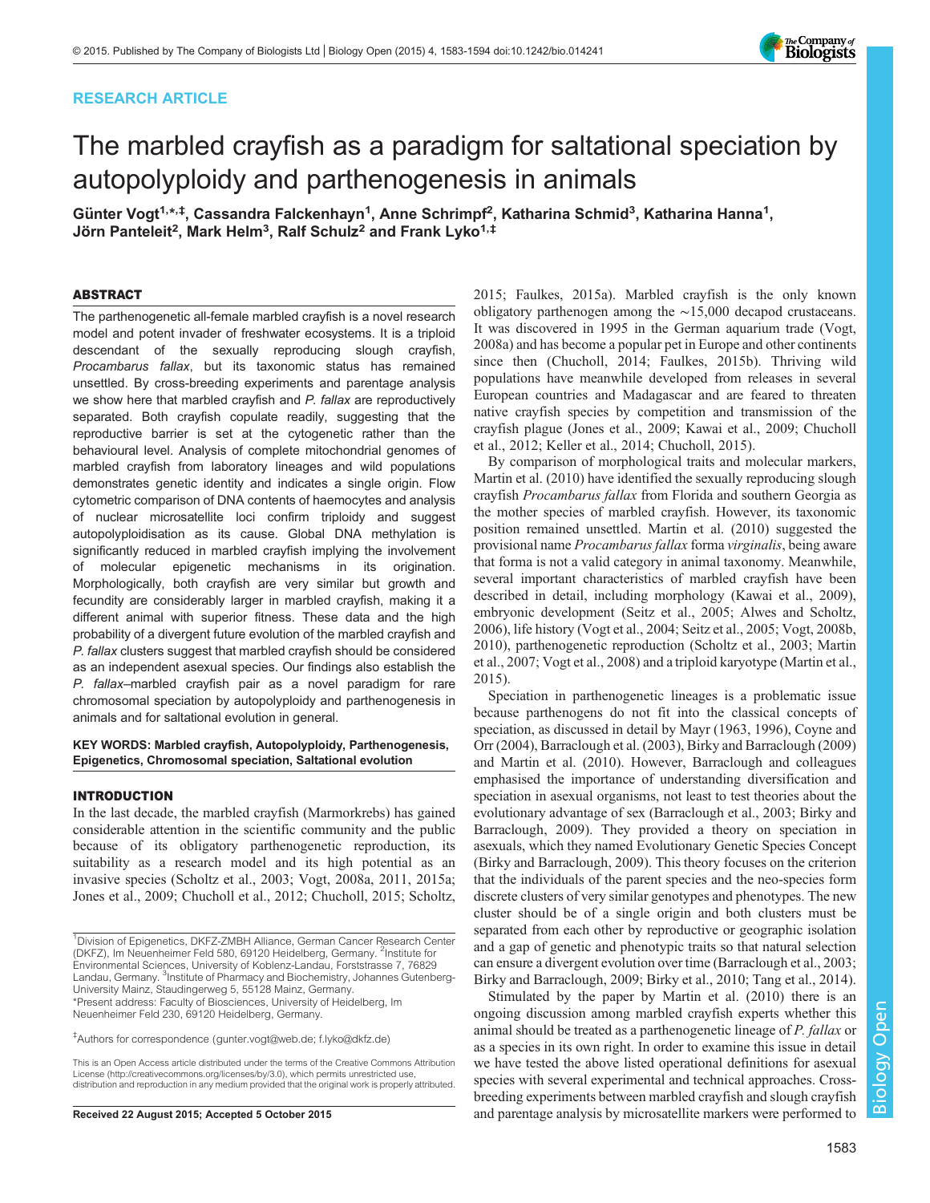RESEARCH ARTICLE

# The marbled crayfish as a paradigm for saltational speciation by autopolyploidy and parthenogenesis in animals

Günter Vogt[1,*,‡], Cassandra Falckenhayn[1], Anne Schrimpf[2], Katharina Schmid[3], Katharina Hanna[1], Jörn Panteleit[2], Mark Helm[3], Ralf Schulz[2] and Frank Lyko[1,‡]

## ABSTRACT

The parthenogenetic all-female marbled crayfish is a novel research model and potent invader of freshwater ecosystems. It is a triploid descendant of the sexually reproducing slough crayfish, *Procambarus fallax*, but its taxonomic status has remained unsettled. By cross-breeding experiments and parentage analysis we show here that marbled crayfish and *P. fallax* are reproductively separated. Both crayfish copulate readily, suggesting that the reproductive barrier is set at the cytogenetic rather than the behavioural level. Analysis of complete mitochondrial genomes of marbled crayfish from laboratory lineages and wild populations demonstrates genetic identity and indicates a single origin. Flow cytometric comparison of DNA contents of haemocytes and analysis of nuclear microsatellite loci confirm triploidy and suggest autopolyploidisation as its cause. Global DNA methylation is significantly reduced in marbled crayfish implying the involvement of molecular epigenetic mechanisms in its origination. Morphologically, both crayfish are very similar but growth and fecundity are considerably larger in marbled crayfish, making it a different animal with superior fitness. These data and the high probability of a divergent future evolution of the marbled crayfish and *P. fallax* clusters suggest that marbled crayfish should be considered as an independent asexual species. Our findings also establish the *P. fallax*–marbled crayfish pair as a novel paradigm for rare chromosomal speciation by autopolyploidy and parthenogenesis in animals and for saltational evolution in general.

**KEY WORDS: Marbled crayfish, Autopolyploidy, Parthenogenesis, Epigenetics, Chromosomal speciation, Saltational evolution**

## INTRODUCTION

In the last decade, the marbled crayfish (Marmorkrebs) has gained considerable attention in the scientific community and the public because of its obligatory parthenogenetic reproduction, its suitability as a research model and its high potential as an invasive species (Scholtz et al., 2003; Vogt, 2008a, 2011, 2015a; Jones et al., 2009; Chucholl et al., 2012; Chucholl, 2015; Scholtz, 2015; Faulkes, 2015a). Marbled crayfish is the only known obligatory parthenogen among the ∼15,000 decapod crustaceans. It was discovered in 1995 in the German aquarium trade (Vogt, 2008a) and has become a popular pet in Europe and other continents since then (Chucholl, 2014; Faulkes, 2015b). Thriving wild populations have meanwhile developed from releases in several European countries and Madagascar and are feared to threaten native crayfish species by competition and transmission of the crayfish plague (Jones et al., 2009; Kawai et al., 2009; Chucholl et al., 2012; Keller et al., 2014; Chucholl, 2015).

By comparison of morphological traits and molecular markers, Martin et al. (2010) have identified the sexually reproducing slough crayfish *Procambarus fallax* from Florida and southern Georgia as the mother species of marbled crayfish. However, its taxonomic position remained unsettled. Martin et al. (2010) suggested the provisional name *Procambarus fallax* forma *virginalis*, being aware that forma is not a valid category in animal taxonomy. Meanwhile, several important characteristics of marbled crayfish have been described in detail, including morphology (Kawai et al., 2009), embryonic development (Seitz et al., 2005; Alwes and Scholtz, 2006), life history (Vogt et al., 2004; Seitz et al., 2005; Vogt, 2008b, 2010), parthenogenetic reproduction (Scholtz et al., 2003; Martin et al., 2007; Vogt et al., 2008) and a triploid karyotype (Martin et al., 2015).

Speciation in parthenogenetic lineages is a problematic issue because parthenogens do not fit into the classical concepts of speciation, as discussed in detail by Mayr (1963, 1996), Coyne and Orr (2004), Barraclough et al. (2003), Birky and Barraclough (2009) and Martin et al. (2010). However, Barraclough and colleagues emphasised the importance of understanding diversification and speciation in asexual organisms, not least to test theories about the evolutionary advantage of sex (Barraclough et al., 2003; Birky and Barraclough, 2009). They provided a theory on speciation in asexuals, which they named Evolutionary Genetic Species Concept (Birky and Barraclough, 2009). This theory focuses on the criterion that the individuals of the parent species and the neo-species form discrete clusters of very similar genotypes and phenotypes. The new cluster should be of a single origin and both clusters must be separated from each other by reproductive or geographic isolation and a gap of genetic and phenotypic traits so that natural selection can ensure a divergent evolution over time (Barraclough et al., 2003; Birky and Barraclough, 2009; Birky et al., 2010; Tang et al., 2014).

Stimulated by the paper by Martin et al. (2010) there is an ongoing discussion among marbled crayfish experts whether this animal should be treated as a parthenogenetic lineage of *P. fallax* or as a species in its own right. In order to examine this issue in detail we have tested the above listed operational definitions for asexual species with several experimental and technical approaches. Cross-breeding experiments between marbled crayfish and slough crayfish and parentage analysis by microsatellite markers were performed to

---

[1]Division of Epigenetics, DKFZ-ZMBH Alliance, German Cancer Research Center (DKFZ), Im Neuenheimer Feld 580, 69120 Heidelberg, Germany. [2]Institute for Environmental Sciences, University of Koblenz-Landau, Forststrasse 7, 76829 Landau, Germany. [3]Institute of Pharmacy and Biochemistry, Johannes Gutenberg-University Mainz, Staudingerweg 5, 55128 Mainz, Germany.
*Present address: Faculty of Biosciences, University of Heidelberg, Im Neuenheimer Feld 230, 69120 Heidelberg, Germany.

‡Authors for correspondence (gunter.vogt@web.de; f.lyko@dkfz.de)

This is an Open Access article distributed under the terms of the Creative Commons Attribution License (http://creativecommons.org/licenses/by/3.0), which permits unrestricted use, distribution and reproduction in any medium provided that the original work is properly attributed.

Received 22 August 2015; Accepted 5 October 2015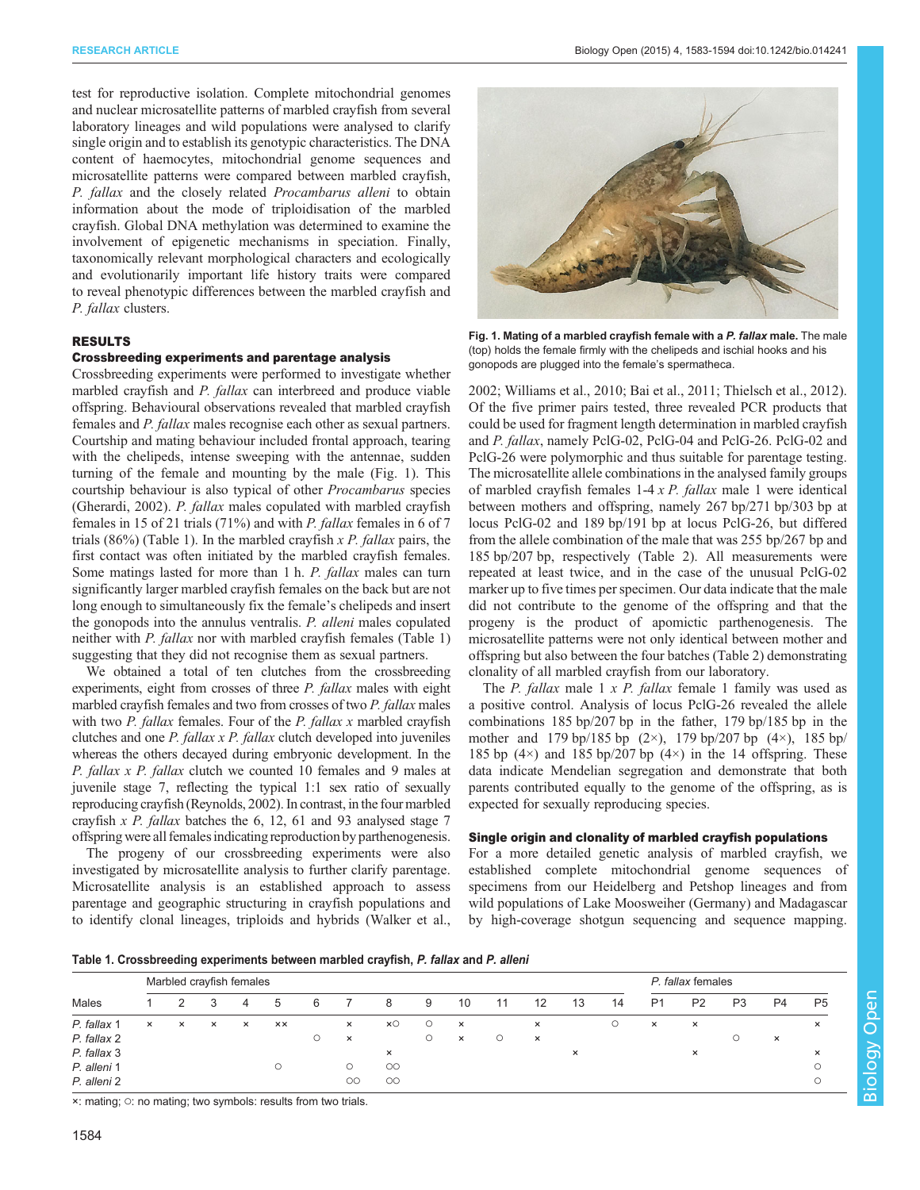test for reproductive isolation. Complete mitochondrial genomes and nuclear microsatellite patterns of marbled crayfish from several laboratory lineages and wild populations were analysed to clarify single origin and to establish its genotypic characteristics. The DNA content of haemocytes, mitochondrial genome sequences and microsatellite patterns were compared between marbled crayfish, *P. fallax* and the closely related *Procambarus alleni* to obtain information about the mode of triploidisation of the marbled crayfish. Global DNA methylation was determined to examine the involvement of epigenetic mechanisms in speciation. Finally, taxonomically relevant morphological characters and ecologically and evolutionarily important life history traits were compared to reveal phenotypic differences between the marbled crayfish and *P. fallax* clusters.

## RESULTS

### Crossbreeding experiments and parentage analysis

Crossbreeding experiments were performed to investigate whether marbled crayfish and *P. fallax* can interbreed and produce viable offspring. Behavioural observations revealed that marbled crayfish females and *P. fallax* males recognise each other as sexual partners. Courtship and mating behaviour included frontal approach, tearing with the chelipeds, intense sweeping with the antennae, sudden turning of the female and mounting by the male (Fig. 1). This courtship behaviour is also typical of other *Procambarus* species (Gherardi, 2002). *P. fallax* males copulated with marbled crayfish females in 15 of 21 trials (71%) and with *P. fallax* females in 6 of 7 trials (86%) (Table 1). In the marbled crayfish *x P. fallax* pairs, the first contact was often initiated by the marbled crayfish females. Some matings lasted for more than 1 h. *P. fallax* males can turn significantly larger marbled crayfish females on the back but are not long enough to simultaneously fix the female's chelipeds and insert the gonopods into the annulus ventralis. *P. alleni* males copulated neither with *P. fallax* nor with marbled crayfish females (Table 1) suggesting that they did not recognise them as sexual partners.

We obtained a total of ten clutches from the crossbreeding experiments, eight from crosses of three *P. fallax* males with eight marbled crayfish females and two from crosses of two *P. fallax* males with two *P. fallax* females. Four of the *P. fallax x* marbled crayfish clutches and one *P. fallax x P. fallax* clutch developed into juveniles whereas the others decayed during embryonic development. In the *P. fallax x P. fallax* clutch we counted 10 females and 9 males at juvenile stage 7, reflecting the typical 1:1 sex ratio of sexually reproducing crayfish (Reynolds, 2002). In contrast, in the four marbled crayfish *x P. fallax* batches the 6, 12, 61 and 93 analysed stage 7 offspring were all females indicating reproduction by parthenogenesis.

The progeny of our crossbreeding experiments were also investigated by microsatellite analysis to further clarify parentage. Microsatellite analysis is an established approach to assess parentage and geographic structuring in crayfish populations and to identify clonal lineages, triploids and hybrids (Walker et al., 2002; Williams et al., 2010; Bai et al., 2011; Thielsch et al., 2012). Of the five primer pairs tested, three revealed PCR products that could be used for fragment length determination in marbled crayfish and *P. fallax*, namely PclG-02, PclG-04 and PclG-26. PclG-02 and PclG-26 were polymorphic and thus suitable for parentage testing. The microsatellite allele combinations in the analysed family groups of marbled crayfish females 1-4 *x P. fallax* male 1 were identical between mothers and offspring, namely 267 bp/271 bp/303 bp at locus PclG-02 and 189 bp/191 bp at locus PclG-26, but differed from the allele combination of the male that was 255 bp/267 bp and 185 bp/207 bp, respectively (Table 2). All measurements were repeated at least twice, and in the case of the unusual PclG-02 marker up to five times per specimen. Our data indicate that the male did not contribute to the genome of the offspring and that the progeny is the product of apomictic parthenogenesis. The microsatellite patterns were not only identical between mother and offspring but also between the four batches (Table 2) demonstrating clonality of all marbled crayfish from our laboratory.

The *P. fallax* male 1 *x P. fallax* female 1 family was used as a positive control. Analysis of locus PclG-26 revealed the allele combinations 185 bp/207 bp in the father, 179 bp/185 bp in the mother and 179 bp/185 bp (2×), 179 bp/207 bp (4×), 185 bp/185 bp (4×) and 185 bp/207 bp (4×) in the 14 offspring. These data indicate Mendelian segregation and demonstrate that both parents contributed equally to the genome of the offspring, as is expected for sexually reproducing species.

### Single origin and clonality of marbled crayfish populations

For a more detailed genetic analysis of marbled crayfish, we established complete mitochondrial genome sequences of specimens from our Heidelberg and Petshop lineages and from wild populations of Lake Moosweiher (Germany) and Madagascar by high-coverage shotgun sequencing and sequence mapping.

**Fig. 1. Mating of a marbled crayfish female with a *P. fallax* male.** The male (top) holds the female firmly with the chelipeds and ischial hooks and his gonopods are plugged into the female's spermatheca.

**Table 1. Crossbreeding experiments between marbled crayfish, *P. fallax* and *P. alleni***

| Males | Marbled crayfish females | | | | | | | | | | | | | | *P. fallax* females | | | | |
|---|---|---|---|---|---|---|---|---|---|---|---|---|---|---|---|---|---|---|---|
| | 1 | 2 | 3 | 4 | 5 | 6 | 7 | 8 | 9 | 10 | 11 | 12 | 13 | 14 | P1 | P2 | P3 | P4 | P5 |
| *P. fallax* 1 | × | × | × | × | ×× | | × | ×○ | ○ | × | | × | | ○ | × | × | | | × |
| *P. fallax* 2 | | | | | | ○ | × | | ○ | × | ○ | × | | | | | ○ | × | |
| *P. fallax* 3 | | | | | | | | × | | | | | × | | | × | | | × |
| *P. alleni* 1 | | | | | ○ | | ○ | ○○ | | | | | | | | | | | ○ |
| *P. alleni* 2 | | | | | | | ○○ | ○○ | | | | | | | | | | | ○ |

×: mating; ○: no mating; two symbols: results from two trials.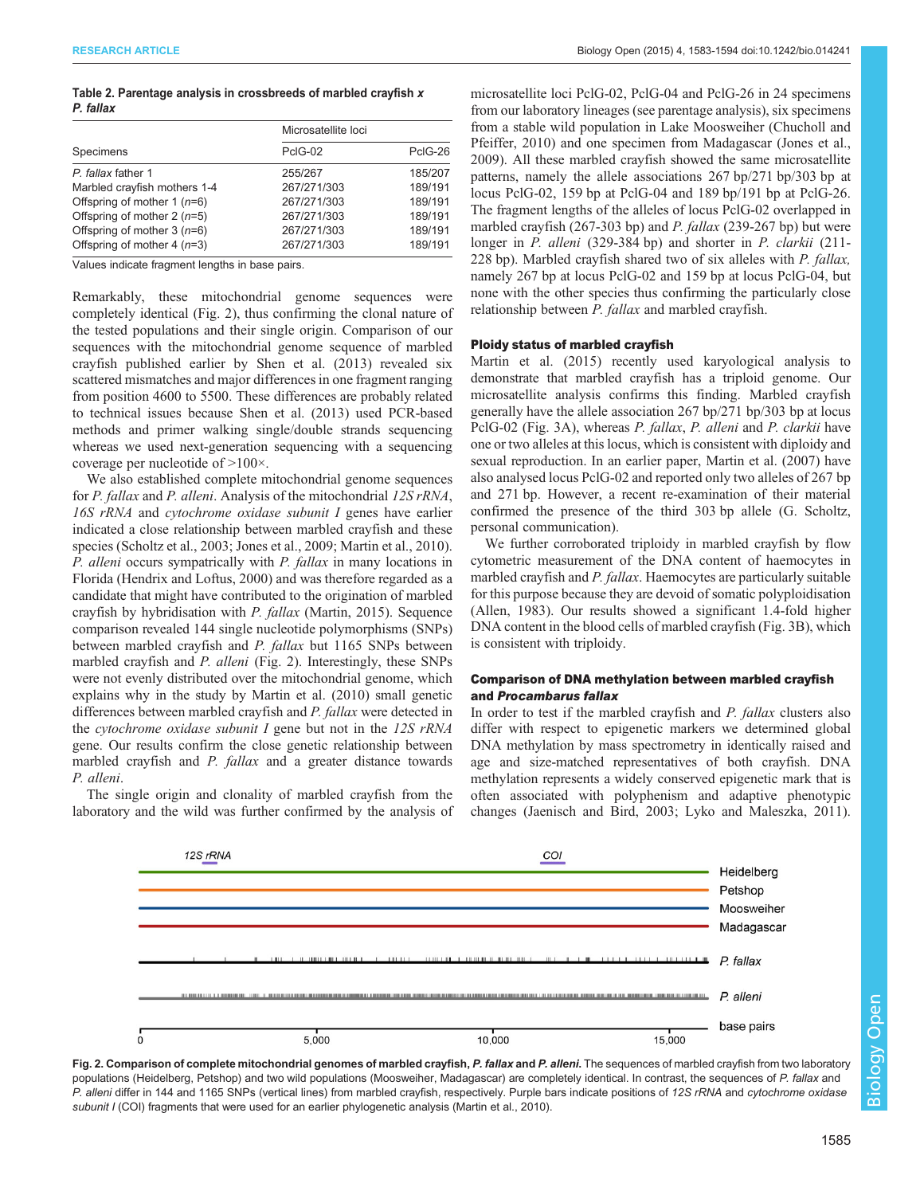**Table 2. Parentage analysis in crossbreeds of marbled crayfish x *P. fallax***

| Specimens | Microsatellite loci | |
|---|---|---|
| | PclG-02 | PclG-26 |
| *P. fallax* father 1 | 255/267 | 185/207 |
| Marbled crayfish mothers 1-4 | 267/271/303 | 189/191 |
| Offspring of mother 1 (*n*=6) | 267/271/303 | 189/191 |
| Offspring of mother 2 (*n*=5) | 267/271/303 | 189/191 |
| Offspring of mother 3 (*n*=6) | 267/271/303 | 189/191 |
| Offspring of mother 4 (*n*=3) | 267/271/303 | 189/191 |

Values indicate fragment lengths in base pairs.

Remarkably, these mitochondrial genome sequences were completely identical (Fig. 2), thus confirming the clonal nature of the tested populations and their single origin. Comparison of our sequences with the mitochondrial genome sequence of marbled crayfish published earlier by Shen et al. (2013) revealed six scattered mismatches and major differences in one fragment ranging from position 4600 to 5500. These differences are probably related to technical issues because Shen et al. (2013) used PCR-based methods and primer walking single/double strands sequencing whereas we used next-generation sequencing with a sequencing coverage per nucleotide of >100×.

We also established complete mitochondrial genome sequences for *P. fallax* and *P. alleni*. Analysis of the mitochondrial *12S rRNA*, *16S rRNA* and *cytochrome oxidase subunit I* genes have earlier indicated a close relationship between marbled crayfish and these species (Scholtz et al., 2003; Jones et al., 2009; Martin et al., 2010). *P. alleni* occurs sympatrically with *P. fallax* in many locations in Florida (Hendrix and Loftus, 2000) and was therefore regarded as a candidate that might have contributed to the origination of marbled crayfish by hybridisation with *P. fallax* (Martin, 2015). Sequence comparison revealed 144 single nucleotide polymorphisms (SNPs) between marbled crayfish and *P. fallax* but 1165 SNPs between marbled crayfish and *P. alleni* (Fig. 2). Interestingly, these SNPs were not evenly distributed over the mitochondrial genome, which explains why in the study by Martin et al. (2010) small genetic differences between marbled crayfish and *P. fallax* were detected in the *cytochrome oxidase subunit I* gene but not in the *12S rRNA* gene. Our results confirm the close genetic relationship between marbled crayfish and *P. fallax* and a greater distance towards *P. alleni*.

The single origin and clonality of marbled crayfish from the laboratory and the wild was further confirmed by the analysis of microsatellite loci PclG-02, PclG-04 and PclG-26 in 24 specimens from our laboratory lineages (see parentage analysis), six specimens from a stable wild population in Lake Moosweiher (Chucholl and Pfeiffer, 2010) and one specimen from Madagascar (Jones et al., 2009). All these marbled crayfish showed the same microsatellite patterns, namely the allele associations 267 bp/271 bp/303 bp at locus PclG-02, 159 bp at PclG-04 and 189 bp/191 bp at PclG-26. The fragment lengths of the alleles of locus PclG-02 overlapped in marbled crayfish (267-303 bp) and *P. fallax* (239-267 bp) but were longer in *P. alleni* (329-384 bp) and shorter in *P. clarkii* (211-228 bp). Marbled crayfish shared two of six alleles with *P. fallax*, namely 267 bp at locus PclG-02 and 159 bp at locus PclG-04, but none with the other species thus confirming the particularly close relationship between *P. fallax* and marbled crayfish.

### Ploidy status of marbled crayfish

Martin et al. (2015) recently used karyological analysis to demonstrate that marbled crayfish has a triploid genome. Our microsatellite analysis confirms this finding. Marbled crayfish generally have the allele association 267 bp/271 bp/303 bp at locus PclG-02 (Fig. 3A), whereas *P. fallax*, *P. alleni* and *P. clarkii* have one or two alleles at this locus, which is consistent with diploidy and sexual reproduction. In an earlier paper, Martin et al. (2007) have also analysed locus PclG-02 and reported only two alleles of 267 bp and 271 bp. However, a recent re-examination of their material confirmed the presence of the third 303 bp allele (G. Scholtz, personal communication).

We further corroborated triploidy in marbled crayfish by flow cytometric measurement of the DNA content of haemocytes in marbled crayfish and *P. fallax*. Haemocytes are particularly suitable for this purpose because they are devoid of somatic polyploidisation (Allen, 1983). Our results showed a significant 1.4-fold higher DNA content in the blood cells of marbled crayfish (Fig. 3B), which is consistent with triploidy.

### Comparison of DNA methylation between marbled crayfish and *Procambarus fallax*

In order to test if the marbled crayfish and *P. fallax* clusters also differ with respect to epigenetic markers we determined global DNA methylation by mass spectrometry in identically raised and age and size-matched representatives of both crayfish. DNA methylation represents a widely conserved epigenetic mark that is often associated with polyphenism and adaptive phenotypic changes (Jaenisch and Bird, 2003; Lyko and Maleszka, 2011).

**Fig. 2. Comparison of complete mitochondrial genomes of marbled crayfish, *P. fallax* and *P. alleni*.** The sequences of marbled crayfish from two laboratory populations (Heidelberg, Petshop) and two wild populations (Moosweiher, Madagascar) are completely identical. In contrast, the sequences of *P. fallax* and *P. alleni* differ in 144 and 1165 SNPs (vertical lines) from marbled crayfish, respectively. Purple bars indicate positions of *12S rRNA* and *cytochrome oxidase subunit I* (COI) fragments that were used for an earlier phylogenetic analysis (Martin et al., 2010).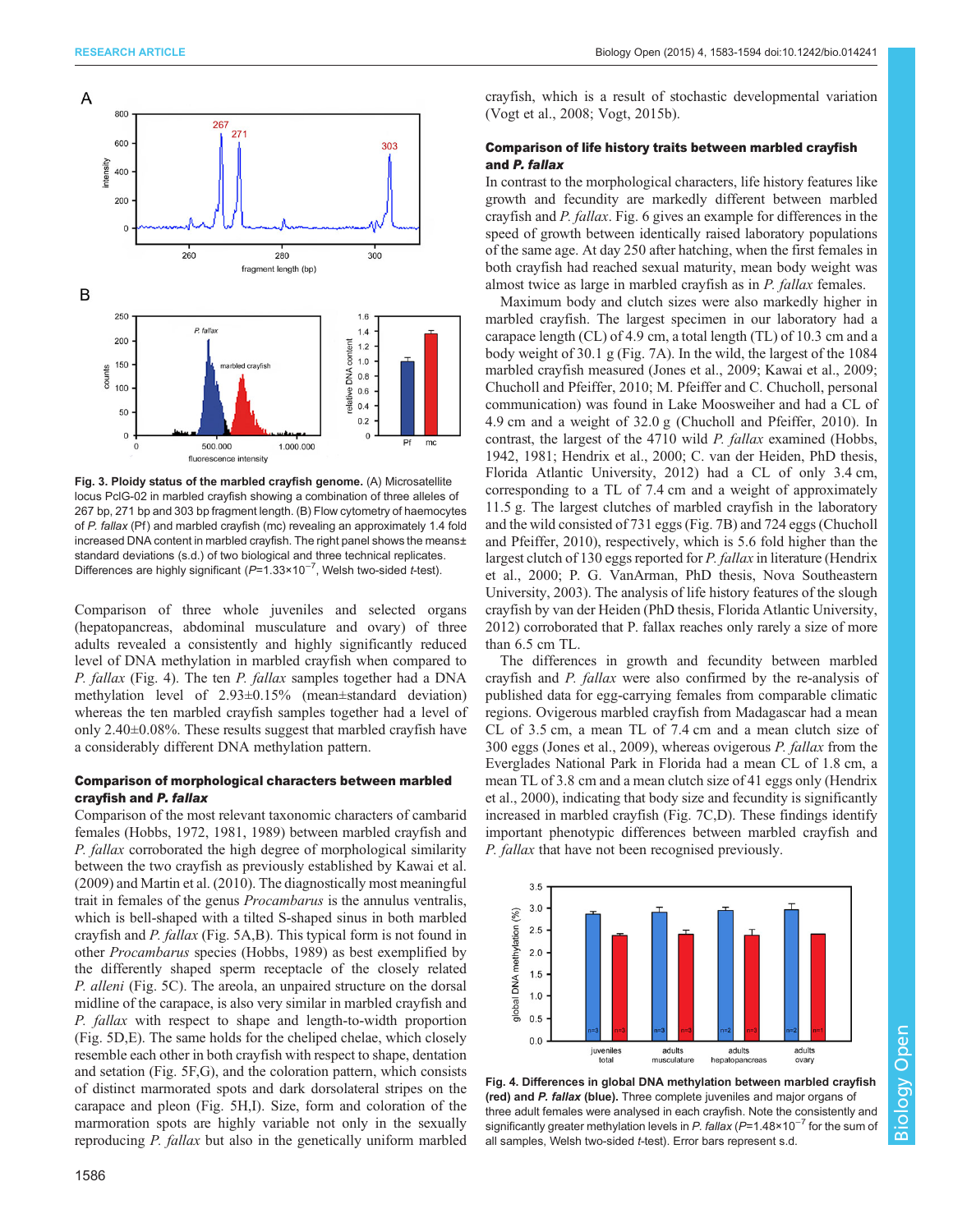Fig. 3. Ploidy status of the marbled crayfish genome. (A) Microsatellite locus PclG-02 in marbled crayfish showing a combination of three alleles of 267 bp, 271 bp and 303 bp fragment length. (B) Flow cytometry of haemocytes of *P. fallax* (Pf) and marbled crayfish (mc) revealing an approximately 1.4 fold increased DNA content in marbled crayfish. The right panel shows the means± standard deviations (s.d.) of two biological and three technical replicates. Differences are highly significant ($P=1.33\times10^{-7}$, Welsh two-sided *t*-test).

Comparison of three whole juveniles and selected organs (hepatopancreas, abdominal musculature and ovary) of three adults revealed a consistently and highly significantly reduced level of DNA methylation in marbled crayfish when compared to *P. fallax* (Fig. 4). The ten *P. fallax* samples together had a DNA methylation level of 2.93±0.15% (mean±standard deviation) whereas the ten marbled crayfish samples together had a level of only 2.40±0.08%. These results suggest that marbled crayfish have a considerably different DNA methylation pattern.

### Comparison of morphological characters between marbled crayfish and *P. fallax*

Comparison of the most relevant taxonomic characters of cambarid females (Hobbs, 1972, 1981, 1989) between marbled crayfish and *P. fallax* corroborated the high degree of morphological similarity between the two crayfish as previously established by Kawai et al. (2009) and Martin et al. (2010). The diagnostically most meaningful trait in females of the genus *Procambarus* is the annulus ventralis, which is bell-shaped with a tilted S-shaped sinus in both marbled crayfish and *P. fallax* (Fig. 5A,B). This typical form is not found in other *Procambarus* species (Hobbs, 1989) as best exemplified by the differently shaped sperm receptacle of the closely related *P. alleni* (Fig. 5C). The areola, an unpaired structure on the dorsal midline of the carapace, is also very similar in marbled crayfish and *P. fallax* with respect to shape and length-to-width proportion (Fig. 5D,E). The same holds for the cheliped chelae, which closely resemble each other in both crayfish with respect to shape, dentation and setation (Fig. 5F,G), and the coloration pattern, which consists of distinct marmorated spots and dark dorsolateral stripes on the carapace and pleon (Fig. 5H,I). Size, form and coloration of the marmoration spots are highly variable not only in the sexually reproducing *P. fallax* but also in the genetically uniform marbled crayfish, which is a result of stochastic developmental variation (Vogt et al., 2008; Vogt, 2015b).

### Comparison of life history traits between marbled crayfish and *P. fallax*

In contrast to the morphological characters, life history features like growth and fecundity are markedly different between marbled crayfish and *P. fallax*. Fig. 6 gives an example for differences in the speed of growth between identically raised laboratory populations of the same age. At day 250 after hatching, when the first females in both crayfish had reached sexual maturity, mean body weight was almost twice as large in marbled crayfish as in *P. fallax* females.

Maximum body and clutch sizes were also markedly higher in marbled crayfish. The largest specimen in our laboratory had a carapace length (CL) of 4.9 cm, a total length (TL) of 10.3 cm and a body weight of 30.1 g (Fig. 7A). In the wild, the largest of the 1084 marbled crayfish measured (Jones et al., 2009; Kawai et al., 2009; Chucholl and Pfeiffer, 2010; M. Pfeiffer and C. Chucholl, personal communication) was found in Lake Moosweiher and had a CL of 4.9 cm and a weight of 32.0 g (Chucholl and Pfeiffer, 2010). In contrast, the largest of the 4710 wild *P. fallax* examined (Hobbs, 1942, 1981; Hendrix et al., 2000; C. van der Heiden, PhD thesis, Florida Atlantic University, 2012) had a CL of only 3.4 cm, corresponding to a TL of 7.4 cm and a weight of approximately 11.5 g. The largest clutches of marbled crayfish in the laboratory and the wild consisted of 731 eggs (Fig. 7B) and 724 eggs (Chucholl and Pfeiffer, 2010), respectively, which is 5.6 fold higher than the largest clutch of 130 eggs reported for *P. fallax* in literature (Hendrix et al., 2000; P. G. VanArman, PhD thesis, Nova Southeastern University, 2003). The analysis of life history features of the slough crayfish by van der Heiden (PhD thesis, Florida Atlantic University, 2012) corroborated that P. fallax reaches only rarely a size of more than 6.5 cm TL.

The differences in growth and fecundity between marbled crayfish and *P. fallax* were also confirmed by the re-analysis of published data for egg-carrying females from comparable climatic regions. Ovigerous marbled crayfish from Madagascar had a mean CL of 3.5 cm, a mean TL of 7.4 cm and a mean clutch size of 300 eggs (Jones et al., 2009), whereas ovigerous *P. fallax* from the Everglades National Park in Florida had a mean CL of 1.8 cm, a mean TL of 3.8 cm and a mean clutch size of 41 eggs only (Hendrix et al., 2000), indicating that body size and fecundity is significantly increased in marbled crayfish (Fig. 7C,D). These findings identify important phenotypic differences between marbled crayfish and *P. fallax* that have not been recognised previously.

Fig. 4. Differences in global DNA methylation between marbled crayfish (red) and *P. fallax* (blue). Three complete juveniles and major organs of three adult females were analysed in each crayfish. Note the consistently and significantly greater methylation levels in *P. fallax* ($P=1.48\times10^{-7}$ for the sum of all samples, Welsh two-sided *t*-test). Error bars represent s.d.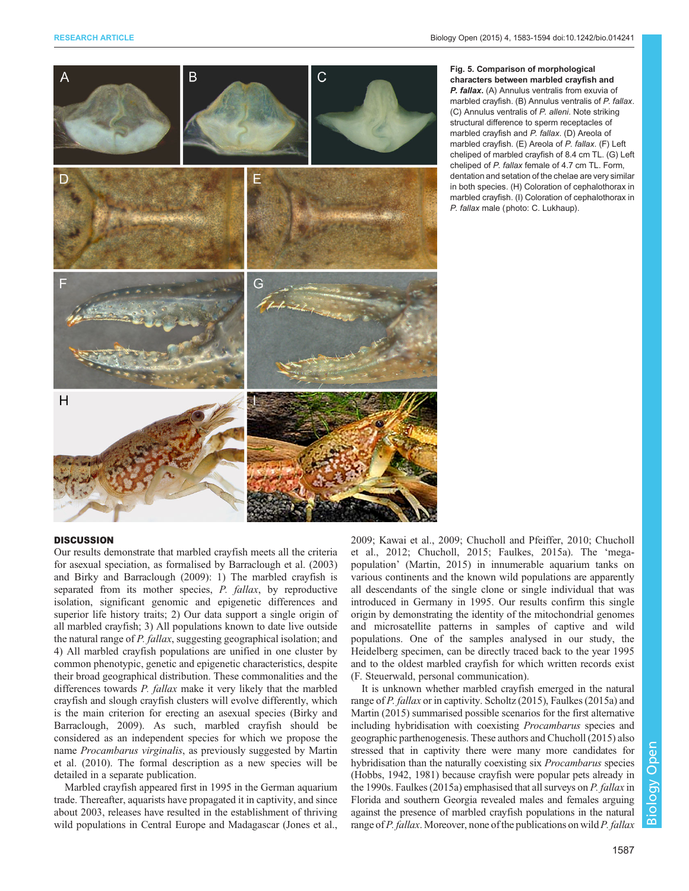**Fig. 5. Comparison of morphological characters between marbled crayfish and *P. fallax*.** (A) Annulus ventralis from exuvia of marbled crayfish. (B) Annulus ventralis of *P. fallax*. (C) Annulus ventralis of *P. alleni*. Note striking structural difference to sperm receptacles of marbled crayfish and *P. fallax*. (D) Areola of marbled crayfish. (E) Areola of *P. fallax*. (F) Left cheliped of marbled crayfish of 8.4 cm TL. (G) Left cheliped of *P. fallax* female of 4.7 cm TL. Form, dentation and setation of the chelae are very similar in both species. (H) Coloration of cephalothorax in marbled crayfish. (I) Coloration of cephalothorax in *P. fallax* male (photo: C. Lukhaup).

## DISCUSSION

Our results demonstrate that marbled crayfish meets all the criteria for asexual speciation, as formalised by Barraclough et al. (2003) and Birky and Barraclough (2009): 1) The marbled crayfish is separated from its mother species, *P. fallax*, by reproductive isolation, significant genomic and epigenetic differences and superior life history traits; 2) Our data support a single origin of all marbled crayfish; 3) All populations known to date live outside the natural range of *P. fallax*, suggesting geographical isolation; and 4) All marbled crayfish populations are unified in one cluster by common phenotypic, genetic and epigenetic characteristics, despite their broad geographical distribution. These commonalities and the differences towards *P. fallax* make it very likely that the marbled crayfish and slough crayfish clusters will evolve differently, which is the main criterion for erecting an asexual species (Birky and Barraclough, 2009). As such, marbled crayfish should be considered as an independent species for which we propose the name *Procambarus virginalis*, as previously suggested by Martin et al. (2010). The formal description as a new species will be detailed in a separate publication.

Marbled crayfish appeared first in 1995 in the German aquarium trade. Thereafter, aquarists have propagated it in captivity, and since about 2003, releases have resulted in the establishment of thriving wild populations in Central Europe and Madagascar (Jones et al., 2009; Kawai et al., 2009; Chucholl and Pfeiffer, 2010; Chucholl et al., 2012; Chucholl, 2015; Faulkes, 2015a). The 'mega-population' (Martin, 2015) in innumerable aquarium tanks on various continents and the known wild populations are apparently all descendants of the single clone or single individual that was introduced in Germany in 1995. Our results confirm this single origin by demonstrating the identity of the mitochondrial genomes and microsatellite patterns in samples of captive and wild populations. One of the samples analysed in our study, the Heidelberg specimen, can be directly traced back to the year 1995 and to the oldest marbled crayfish for which written records exist (F. Steuerwald, personal communication).

It is unknown whether marbled crayfish emerged in the natural range of *P. fallax* or in captivity. Scholtz (2015), Faulkes (2015a) and Martin (2015) summarised possible scenarios for the first alternative including hybridisation with coexisting *Procambarus* species and geographic parthenogenesis. These authors and Chucholl (2015) also stressed that in captivity there were many more candidates for hybridisation than the naturally coexisting six *Procambarus* species (Hobbs, 1942, 1981) because crayfish were popular pets already in the 1990s. Faulkes (2015a) emphasised that all surveys on *P. fallax* in Florida and southern Georgia revealed males and females arguing against the presence of marbled crayfish populations in the natural range of *P. fallax*. Moreover, none of the publications on wild *P. fallax*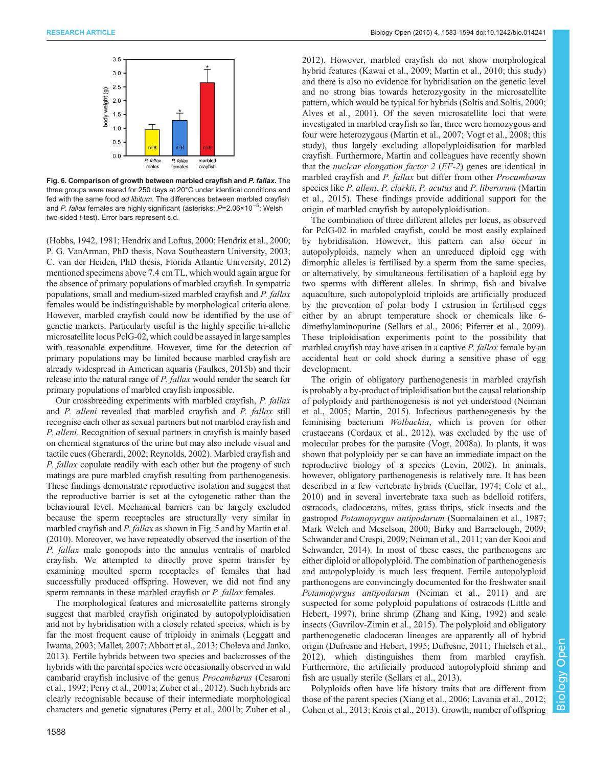Fig. 6. **Comparison of growth between marbled crayfish and *P. fallax*.** The three groups were reared for 250 days at 20°C under identical conditions and fed with the same food *ad libitum*. The differences between marbled crayfish and *P. fallax* females are highly significant (asterisks; $P=2.06\times10^{-5}$; Welsh two-sided *t*-test). Error bars represent s.d.

(Hobbs, 1942, 1981; Hendrix and Loftus, 2000; Hendrix et al., 2000; P. G. VanArman, PhD thesis, Nova Southeastern University, 2003; C. van der Heiden, PhD thesis, Florida Atlantic University, 2012) mentioned specimens above 7.4 cm TL, which would again argue for the absence of primary populations of marbled crayfish. In sympatric populations, small and medium-sized marbled crayfish and *P. fallax* females would be indistinguishable by morphological criteria alone. However, marbled crayfish could now be identified by the use of genetic markers. Particularly useful is the highly specific tri-allelic microsatellite locus PclG-02, which could be assayed in large samples with reasonable expenditure. However, time for the detection of primary populations may be limited because marbled crayfish are already widespread in American aquaria (Faulkes, 2015b) and their release into the natural range of *P. fallax* would render the search for primary populations of marbled crayfish impossible.

Our crossbreeding experiments with marbled crayfish, *P. fallax* and *P. alleni* revealed that marbled crayfish and *P. fallax* still recognise each other as sexual partners but not marbled crayfish and *P. alleni*. Recognition of sexual partners in crayfish is mainly based on chemical signatures of the urine but may also include visual and tactile cues (Gherardi, 2002; Reynolds, 2002). Marbled crayfish and *P. fallax* copulate readily with each other but the progeny of such matings are pure marbled crayfish resulting from parthenogenesis. These findings demonstrate reproductive isolation and suggest that the reproductive barrier is set at the cytogenetic rather than the behavioural level. Mechanical barriers can be largely excluded because the sperm receptacles are structurally very similar in marbled crayfish and *P. fallax* as shown in Fig. 5 and by Martin et al. (2010). Moreover, we have repeatedly observed the insertion of the *P. fallax* male gonopods into the annulus ventralis of marbled crayfish. We attempted to directly prove sperm transfer by examining moulted sperm receptacles of females that had successfully produced offspring. However, we did not find any sperm remnants in these marbled crayfish or *P. fallax* females.

The morphological features and microsatellite patterns strongly suggest that marbled crayfish originated by autopolyploidisation and not by hybridisation with a closely related species, which is by far the most frequent cause of triploidy in animals (Leggatt and Iwama, 2003; Mallet, 2007; Abbott et al., 2013; Choleva and Janko, 2013). Fertile hybrids between two species and backcrosses of the hybrids with the parental species were occasionally observed in wild cambarid crayfish inclusive of the genus *Procambarus* (Cesaroni et al., 1992; Perry et al., 2001a; Zuber et al., 2012). Such hybrids are clearly recognisable because of their intermediate morphological characters and genetic signatures (Perry et al., 2001b; Zuber et al., 2012). However, marbled crayfish do not show morphological hybrid features (Kawai et al., 2009; Martin et al., 2010; this study) and there is also no evidence for hybridisation on the genetic level and no strong bias towards heterozygosity in the microsatellite pattern, which would be typical for hybrids (Soltis and Soltis, 2000; Alves et al., 2001). Of the seven microsatellite loci that were investigated in marbled crayfish so far, three were homozygous and four were heterozygous (Martin et al., 2007; Vogt et al., 2008; this study), thus largely excluding allopolyploidisation for marbled crayfish. Furthermore, Martin and colleagues have recently shown that the *nuclear elongation factor 2* (*EF-2*) genes are identical in marbled crayfish and *P. fallax* but differ from other *Procambarus* species like *P. alleni*, *P. clarkii*, *P. acutus* and *P. liberorum* (Martin et al., 2015). These findings provide additional support for the origin of marbled crayfish by autopolyploidisation.

The combination of three different alleles per locus, as observed for PclG-02 in marbled crayfish, could be most easily explained by hybridisation. However, this pattern can also occur in autopolyploids, namely when an unreduced diploid egg with dimorphic alleles is fertilised by a sperm from the same species, or alternatively, by simultaneous fertilisation of a haploid egg by two sperms with different alleles. In shrimp, fish and bivalve aquaculture, such autopolyploid triploids are artificially produced by the prevention of polar body I extrusion in fertilised eggs either by an abrupt temperature shock or chemicals like 6-dimethylaminopurine (Sellars et al., 2006; Piferrer et al., 2009). These triploidisation experiments point to the possibility that marbled crayfish may have arisen in a captive *P. fallax* female by an accidental heat or cold shock during a sensitive phase of egg development.

The origin of obligatory parthenogenesis in marbled crayfish is probably a by-product of triploidisation but the causal relationship of polyploidy and parthenogenesis is not yet understood (Neiman et al., 2005; Martin, 2015). Infectious parthenogenesis by the feminising bacterium *Wolbachia*, which is proven for other crustaceans (Cordaux et al., 2012), was excluded by the use of molecular probes for the parasite (Vogt, 2008a). In plants, it was shown that polyploidy per se can have an immediate impact on the reproductive biology of a species (Levin, 2002). In animals, however, obligatory parthenogenesis is relatively rare. It has been described in a few vertebrate hybrids (Cuellar, 1974; Cole et al., 2010) and in several invertebrate taxa such as bdelloid rotifers, ostracods, cladocerans, mites, grass thrips, stick insects and the gastropod *Potamopyrgus antipodarum* (Suomalainen et al., 1987; Mark Welch and Meselson, 2000; Birky and Barraclough, 2009; Schwander and Crespi, 2009; Neiman et al., 2011; van der Kooi and Schwander, 2014). In most of these cases, the parthenogens are either diploid or allopolyploid. The combination of parthenogenesis and autopolyploidy is much less frequent. Fertile autopolyploid parthenogens are convincingly documented for the freshwater snail *Potamopyrgus antipodarum* (Neiman et al., 2011) and are suspected for some polyploid populations of ostracods (Little and Hebert, 1997), brine shrimp (Zhang and King, 1992) and scale insects (Gavrilov-Zimin et al., 2015). The polyploid and obligatory parthenogenetic cladoceran lineages are apparently all of hybrid origin (Dufresne and Hebert, 1995; Dufresne, 2011; Thielsch et al., 2012), which distinguishes them from marbled crayfish. Furthermore, the artificially produced autopolyploid shrimp and fish are usually sterile (Sellars et al., 2013).

Polyploids often have life history traits that are different from those of the parent species (Xiang et al., 2006; Lavania et al., 2012; Cohen et al., 2013; Krois et al., 2013). Growth, number of offspring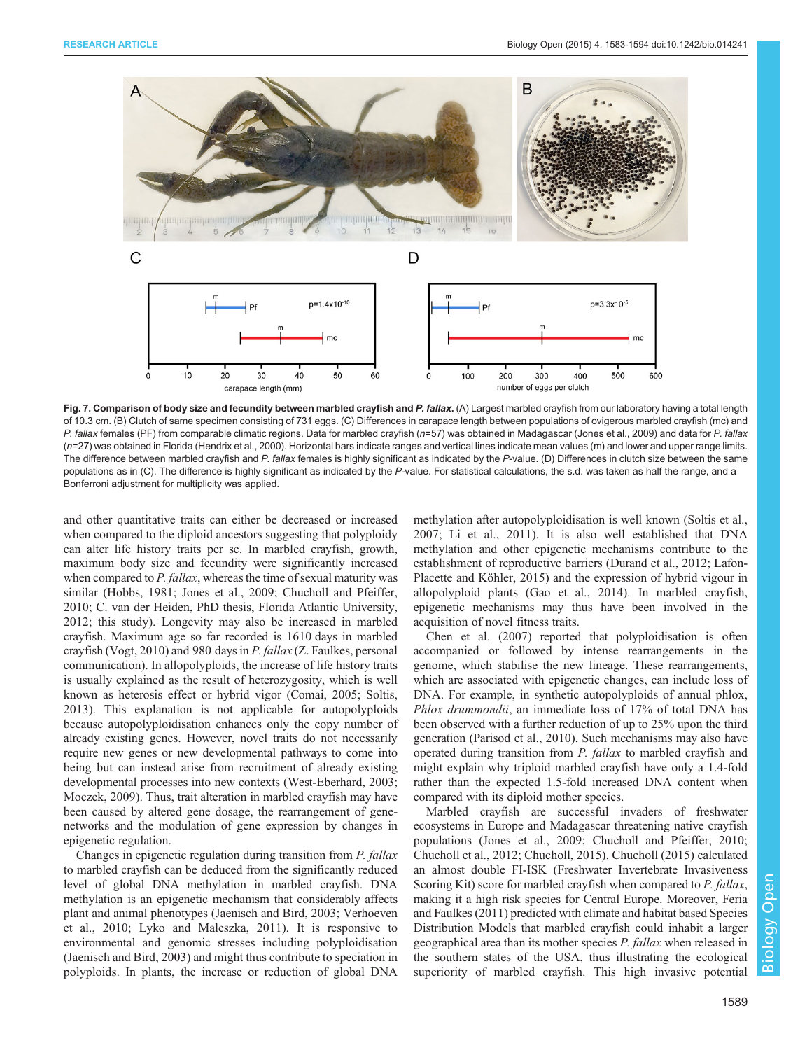**Fig. 7. Comparison of body size and fecundity between marbled crayfish and *P. fallax*.** (A) Largest marbled crayfish from our laboratory having a total length of 10.3 cm. (B) Clutch of same specimen consisting of 731 eggs. (C) Differences in carapace length between populations of ovigerous marbled crayfish (mc) and *P. fallax* females (PF) from comparable climatic regions. Data for marbled crayfish ($n$=57) was obtained in Madagascar (Jones et al., 2009) and data for *P. fallax* ($n$=27) was obtained in Florida (Hendrix et al., 2000). Horizontal bars indicate ranges and vertical lines indicate mean values (m) and lower and upper range limits. The difference between marbled crayfish and *P. fallax* females is highly significant as indicated by the *P*-value. (D) Differences in clutch size between the same populations as in (C). The difference is highly significant as indicated by the *P*-value. For statistical calculations, the s.d. was taken as half the range, and a Bonferroni adjustment for multiplicity was applied.

and other quantitative traits can either be decreased or increased when compared to the diploid ancestors suggesting that polyploidy can alter life history traits per se. In marbled crayfish, growth, maximum body size and fecundity were significantly increased when compared to *P. fallax*, whereas the time of sexual maturity was similar (Hobbs, 1981; Jones et al., 2009; Chucholl and Pfeiffer, 2010; C. van der Heiden, PhD thesis, Florida Atlantic University, 2012; this study). Longevity may also be increased in marbled crayfish. Maximum age so far recorded is 1610 days in marbled crayfish (Vogt, 2010) and 980 days in *P. fallax* (Z. Faulkes, personal communication). In allopolyploids, the increase of life history traits is usually explained as the result of heterozygosity, which is well known as heterosis effect or hybrid vigor (Comai, 2005; Soltis, 2013). This explanation is not applicable for autopolyploids because autopolyploidisation enhances only the copy number of already existing genes. However, novel traits do not necessarily require new genes or new developmental pathways to come into being but can instead arise from recruitment of already existing developmental processes into new contexts (West-Eberhard, 2003; Moczek, 2009). Thus, trait alteration in marbled crayfish may have been caused by altered gene dosage, the rearrangement of gene-networks and the modulation of gene expression by changes in epigenetic regulation.

Changes in epigenetic regulation during transition from *P. fallax* to marbled crayfish can be deduced from the significantly reduced level of global DNA methylation in marbled crayfish. DNA methylation is an epigenetic mechanism that considerably affects plant and animal phenotypes (Jaenisch and Bird, 2003; Verhoeven et al., 2010; Lyko and Maleszka, 2011). It is responsive to environmental and genomic stresses including polyploidisation (Jaenisch and Bird, 2003) and might thus contribute to speciation in polyploids. In plants, the increase or reduction of global DNA methylation after autopolyploidisation is well known (Soltis et al., 2007; Li et al., 2011). It is also well established that DNA methylation and other epigenetic mechanisms contribute to the establishment of reproductive barriers (Durand et al., 2012; Lafon-Placette and Köhler, 2015) and the expression of hybrid vigour in allopolyploid plants (Gao et al., 2014). In marbled crayfish, epigenetic mechanisms may thus have been involved in the acquisition of novel fitness traits.

Chen et al. (2007) reported that polyploidisation is often accompanied or followed by intense rearrangements in the genome, which stabilise the new lineage. These rearrangements, which are associated with epigenetic changes, can include loss of DNA. For example, in synthetic autopolyploids of annual phlox, *Phlox drummondii*, an immediate loss of 17% of total DNA has been observed with a further reduction of up to 25% upon the third generation (Parisod et al., 2010). Such mechanisms may also have operated during transition from *P. fallax* to marbled crayfish and might explain why triploid marbled crayfish have only a 1.4-fold rather than the expected 1.5-fold increased DNA content when compared with its diploid mother species.

Marbled crayfish are successful invaders of freshwater ecosystems in Europe and Madagascar threatening native crayfish populations (Jones et al., 2009; Chucholl and Pfeiffer, 2010; Chucholl et al., 2012; Chucholl, 2015). Chucholl (2015) calculated an almost double FI-ISK (Freshwater Invertebrate Invasiveness Scoring Kit) score for marbled crayfish when compared to *P. fallax*, making it a high risk species for Central Europe. Moreover, Feria and Faulkes (2011) predicted with climate and habitat based Species Distribution Models that marbled crayfish could inhabit a larger geographical area than its mother species *P. fallax* when released in the southern states of the USA, thus illustrating the ecological superiority of marbled crayfish. This high invasive potential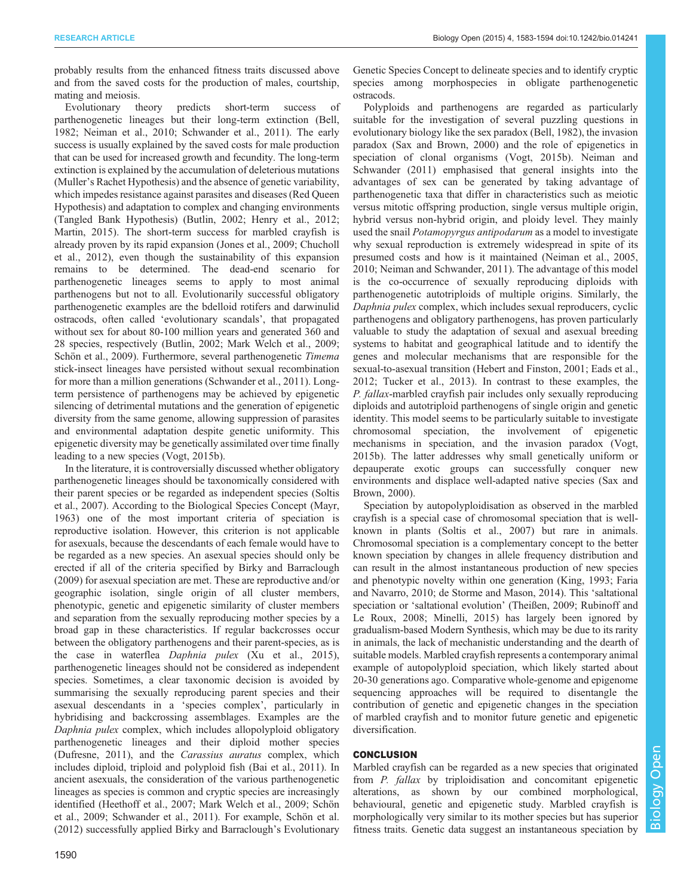probably results from the enhanced fitness traits discussed above and from the saved costs for the production of males, courtship, mating and meiosis.

Evolutionary theory predicts short-term success of parthenogenetic lineages but their long-term extinction (Bell, 1982; Neiman et al., 2010; Schwander et al., 2011). The early success is usually explained by the saved costs for male production that can be used for increased growth and fecundity. The long-term extinction is explained by the accumulation of deleterious mutations (Muller's Rachet Hypothesis) and the absence of genetic variability, which impedes resistance against parasites and diseases (Red Queen Hypothesis) and adaptation to complex and changing environments (Tangled Bank Hypothesis) (Butlin, 2002; Henry et al., 2012; Martin, 2015). The short-term success for marbled crayfish is already proven by its rapid expansion (Jones et al., 2009; Chucholl et al., 2012), even though the sustainability of this expansion remains to be determined. The dead-end scenario for parthenogenetic lineages seems to apply to most animal parthenogens but not to all. Evolutionarily successful obligatory parthenogenetic examples are the bdelloid rotifers and darwinulid ostracods, often called 'evolutionary scandals', that propagated without sex for about 80-100 million years and generated 360 and 28 species, respectively (Butlin, 2002; Mark Welch et al., 2009; Schön et al., 2009). Furthermore, several parthenogenetic *Timema* stick-insect lineages have persisted without sexual recombination for more than a million generations (Schwander et al., 2011). Long-term persistence of parthenogens may be achieved by epigenetic silencing of detrimental mutations and the generation of epigenetic diversity from the same genome, allowing suppression of parasites and environmental adaptation despite genetic uniformity. This epigenetic diversity may be genetically assimilated over time finally leading to a new species (Vogt, 2015b).

In the literature, it is controversially discussed whether obligatory parthenogenetic lineages should be taxonomically considered with their parent species or be regarded as independent species (Soltis et al., 2007). According to the Biological Species Concept (Mayr, 1963) one of the most important criteria of speciation is reproductive isolation. However, this criterion is not applicable for asexuals, because the descendants of each female would have to be regarded as a new species. An asexual species should only be erected if all of the criteria specified by Birky and Barraclough (2009) for asexual speciation are met. These are reproductive and/or geographic isolation, single origin of all cluster members, phenotypic, genetic and epigenetic similarity of cluster members and separation from the sexually reproducing mother species by a broad gap in these characteristics. If regular backcrosses occur between the obligatory parthenogens and their parent-species, as is the case in waterflea *Daphnia pulex* (Xu et al., 2015), parthenogenetic lineages should not be considered as independent species. Sometimes, a clear taxonomic decision is avoided by summarising the sexually reproducing parent species and their asexual descendants in a 'species complex', particularly in hybridising and backcrossing assemblages. Examples are the *Daphnia pulex* complex, which includes allopolyploid obligatory parthenogenetic lineages and their diploid mother species (Dufresne, 2011), and the *Carassius auratus* complex, which includes diploid, triploid and polyploid fish (Bai et al., 2011). In ancient asexuals, the consideration of the various parthenogenetic lineages as species is common and cryptic species are increasingly identified (Heethoff et al., 2007; Mark Welch et al., 2009; Schön et al., 2009; Schwander et al., 2011). For example, Schön et al. (2012) successfully applied Birky and Barraclough's Evolutionary Genetic Species Concept to delineate species and to identify cryptic species among morphospecies in obligate parthenogenetic ostracods.

Polyploids and parthenogens are regarded as particularly suitable for the investigation of several puzzling questions in evolutionary biology like the sex paradox (Bell, 1982), the invasion paradox (Sax and Brown, 2000) and the role of epigenetics in speciation of clonal organisms (Vogt, 2015b). Neiman and Schwander (2011) emphasised that general insights into the advantages of sex can be generated by taking advantage of parthenogenetic taxa that differ in characteristics such as meiotic versus mitotic offspring production, single versus multiple origin, hybrid versus non-hybrid origin, and ploidy level. They mainly used the snail *Potamopyrgus antipodarum* as a model to investigate why sexual reproduction is extremely widespread in spite of its presumed costs and how is it maintained (Neiman et al., 2005, 2010; Neiman and Schwander, 2011). The advantage of this model is the co-occurrence of sexually reproducing diploids with parthenogenetic autotriploids of multiple origins. Similarly, the *Daphnia pulex* complex, which includes sexual reproducers, cyclic parthenogens and obligatory parthenogens, has proven particularly valuable to study the adaptation of sexual and asexual breeding systems to habitat and geographical latitude and to identify the genes and molecular mechanisms that are responsible for the sexual-to-asexual transition (Hebert and Finston, 2001; Eads et al., 2012; Tucker et al., 2013). In contrast to these examples, the *P. fallax*-marbled crayfish pair includes only sexually reproducing diploids and autotriploid parthenogens of single origin and genetic identity. This model seems to be particularly suitable to investigate chromosomal speciation, the involvement of epigenetic mechanisms in speciation, and the invasion paradox (Vogt, 2015b). The latter addresses why small genetically uniform or depauperate exotic groups can successfully conquer new environments and displace well-adapted native species (Sax and Brown, 2000).

Speciation by autopolyploidisation as observed in the marbled crayfish is a special case of chromosomal speciation that is well-known in plants (Soltis et al., 2007) but rare in animals. Chromosomal speciation is a complementary concept to the better known speciation by changes in allele frequency distribution and can result in the almost instantaneous production of new species and phenotypic novelty within one generation (King, 1993; Faria and Navarro, 2010; de Storme and Mason, 2014). This 'saltational speciation or 'saltational evolution' (Theißen, 2009; Rubinoff and Le Roux, 2008; Minelli, 2015) has largely been ignored by gradualism-based Modern Synthesis, which may be due to its rarity in animals, the lack of mechanistic understanding and the dearth of suitable models. Marbled crayfish represents a contemporary animal example of autopolyploid speciation, which likely started about 20-30 generations ago. Comparative whole-genome and epigenome sequencing approaches will be required to disentangle the contribution of genetic and epigenetic changes in the speciation of marbled crayfish and to monitor future genetic and epigenetic diversification.

## CONCLUSION

Marbled crayfish can be regarded as a new species that originated from *P. fallax* by triploidisation and concomitant epigenetic alterations, as shown by our combined morphological, behavioural, genetic and epigenetic study. Marbled crayfish is morphologically very similar to its mother species but has superior fitness traits. Genetic data suggest an instantaneous speciation by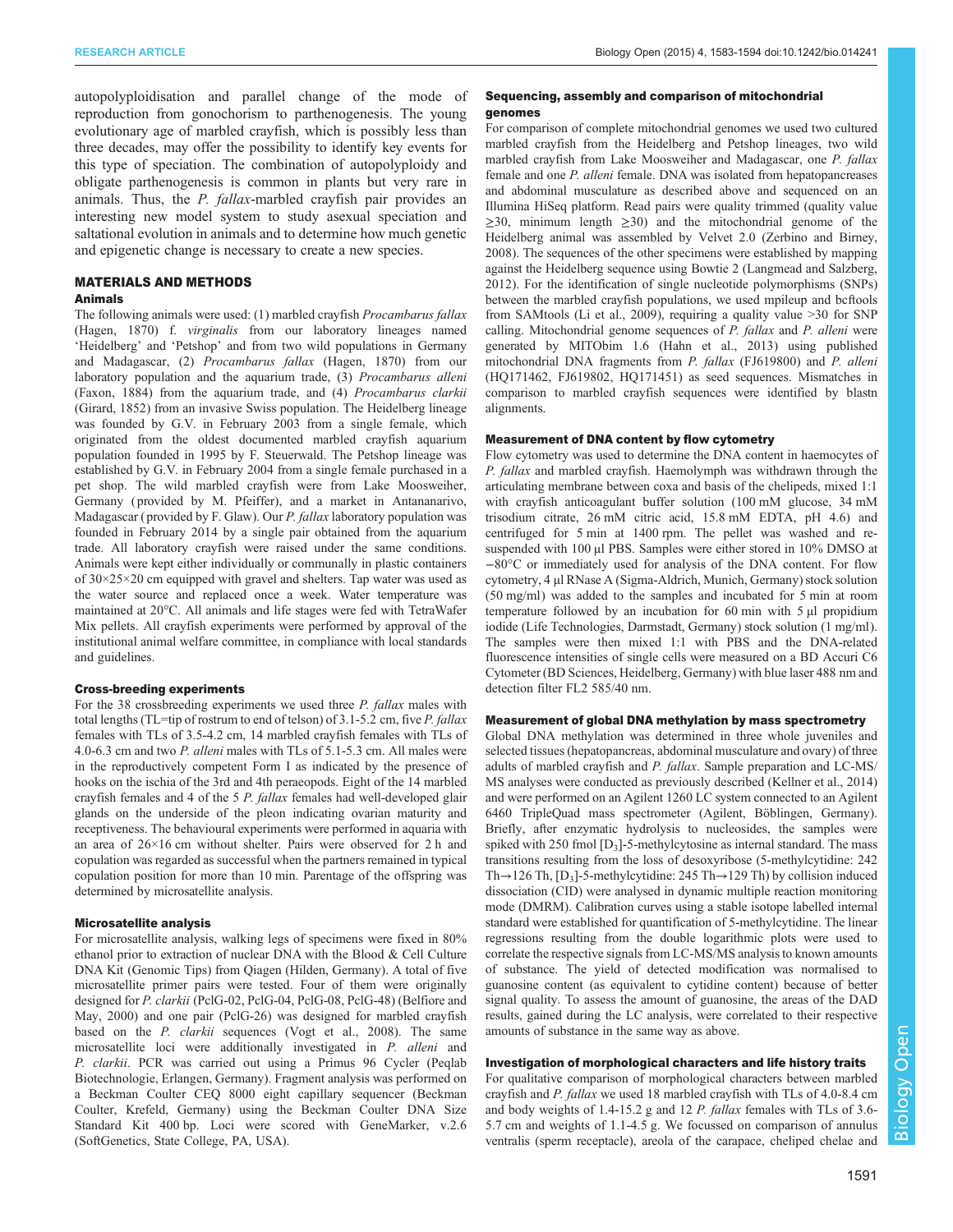autopolyploidisation and parallel change of the mode of reproduction from gonochorism to parthenogenesis. The young evolutionary age of marbled crayfish, which is possibly less than three decades, may offer the possibility to identify key events for this type of speciation. The combination of autopolyploidy and obligate parthenogenesis is common in plants but very rare in animals. Thus, the *P. fallax*-marbled crayfish pair provides an interesting new model system to study asexual speciation and saltational evolution in animals and to determine how much genetic and epigenetic change is necessary to create a new species.

## MATERIALS AND METHODS

### Animals

The following animals were used: (1) marbled crayfish *Procambarus fallax* (Hagen, 1870) f. *virginalis* from our laboratory lineages named 'Heidelberg' and 'Petshop' and from two wild populations in Germany and Madagascar, (2) *Procambarus fallax* (Hagen, 1870) from our laboratory population and the aquarium trade, (3) *Procambarus alleni* (Faxon, 1884) from the aquarium trade, and (4) *Procambarus clarkii* (Girard, 1852) from an invasive Swiss population. The Heidelberg lineage was founded by G.V. in February 2003 from a single female, which originated from the oldest documented marbled crayfish aquarium population founded in 1995 by F. Steuerwald. The Petshop lineage was established by G.V. in February 2004 from a single female purchased in a pet shop. The wild marbled crayfish were from Lake Moosweiher, Germany (provided by M. Pfeiffer), and a market in Antananarivo, Madagascar (provided by F. Glaw). Our *P. fallax* laboratory population was founded in February 2014 by a single pair obtained from the aquarium trade. All laboratory crayfish were raised under the same conditions. Animals were kept either individually or communally in plastic containers of 30×25×20 cm equipped with gravel and shelters. Tap water was used as the water source and replaced once a week. Water temperature was maintained at 20°C. All animals and life stages were fed with TetraWafer Mix pellets. All crayfish experiments were performed by approval of the institutional animal welfare committee, in compliance with local standards and guidelines.

### Cross-breeding experiments

For the 38 crossbreeding experiments we used three *P. fallax* males with total lengths (TL=tip of rostrum to end of telson) of 3.1-5.2 cm, five *P. fallax* females with TLs of 3.5-4.2 cm, 14 marbled crayfish females with TLs of 4.0-6.3 cm and two *P. alleni* males with TLs of 5.1-5.3 cm. All males were in the reproductively competent Form I as indicated by the presence of hooks on the ischia of the 3rd and 4th peraeopods. Eight of the 14 marbled crayfish females and 4 of the 5 *P. fallax* females had well-developed glair glands on the underside of the pleon indicating ovarian maturity and receptiveness. The behavioural experiments were performed in aquaria with an area of 26×16 cm without shelter. Pairs were observed for 2 h and copulation was regarded as successful when the partners remained in typical copulation position for more than 10 min. Parentage of the offspring was determined by microsatellite analysis.

### Microsatellite analysis

For microsatellite analysis, walking legs of specimens were fixed in 80% ethanol prior to extraction of nuclear DNA with the Blood & Cell Culture DNA Kit (Genomic Tips) from Qiagen (Hilden, Germany). A total of five microsatellite primer pairs were tested. Four of them were originally designed for *P. clarkii* (PclG-02, PclG-04, PclG-08, PclG-48) (Belfiore and May, 2000) and one pair (PclG-26) was designed for marbled crayfish based on the *P. clarkii* sequences (Vogt et al., 2008). The same microsatellite loci were additionally investigated in *P. alleni* and *P. clarkii*. PCR was carried out using a Primus 96 Cycler (Peqlab Biotechnologie, Erlangen, Germany). Fragment analysis was performed on a Beckman Coulter CEQ 8000 eight capillary sequencer (Beckman Coulter, Krefeld, Germany) using the Beckman Coulter DNA Size Standard Kit 400 bp. Loci were scored with GeneMarker, v.2.6 (SoftGenetics, State College, PA, USA).

### Sequencing, assembly and comparison of mitochondrial genomes

For comparison of complete mitochondrial genomes we used two cultured marbled crayfish from the Heidelberg and Petshop lineages, two wild marbled crayfish from Lake Moosweiher and Madagascar, one *P. fallax* female and one *P. alleni* female. DNA was isolated from hepatopancreases and abdominal musculature as described above and sequenced on an Illumina HiSeq platform. Read pairs were quality trimmed (quality value ≥30, minimum length ≥30) and the mitochondrial genome of the Heidelberg animal was assembled by Velvet 2.0 (Zerbino and Birney, 2008). The sequences of the other specimens were established by mapping against the Heidelberg sequence using Bowtie 2 (Langmead and Salzberg, 2012). For the identification of single nucleotide polymorphisms (SNPs) between the marbled crayfish populations, we used mpileup and bcftools from SAMtools (Li et al., 2009), requiring a quality value >30 for SNP calling. Mitochondrial genome sequences of *P. fallax* and *P. alleni* were generated by MITObim 1.6 (Hahn et al., 2013) using published mitochondrial DNA fragments from *P. fallax* (FJ619800) and *P. alleni* (HQ171462, FJ619802, HQ171451) as seed sequences. Mismatches in comparison to marbled crayfish sequences were identified by blastn alignments.

### Measurement of DNA content by flow cytometry

Flow cytometry was used to determine the DNA content in haemocytes of *P. fallax* and marbled crayfish. Haemolymph was withdrawn through the articulating membrane between coxa and basis of the chelipeds, mixed 1:1 with crayfish anticoagulant buffer solution (100 mM glucose, 34 mM trisodium citrate, 26 mM citric acid, 15.8 mM EDTA, pH 4.6) and centrifuged for 5 min at 1400 rpm. The pellet was washed and re-suspended with 100 µl PBS. Samples were either stored in 10% DMSO at −80°C or immediately used for analysis of the DNA content. For flow cytometry, 4 µl RNase A (Sigma-Aldrich, Munich, Germany) stock solution (50 mg/ml) was added to the samples and incubated for 5 min at room temperature followed by an incubation for 60 min with 5 µl propidium iodide (Life Technologies, Darmstadt, Germany) stock solution (1 mg/ml). The samples were then mixed 1:1 with PBS and the DNA-related fluorescence intensities of single cells were measured on a BD Accuri C6 Cytometer (BD Sciences, Heidelberg, Germany) with blue laser 488 nm and detection filter FL2 585/40 nm.

### Measurement of global DNA methylation by mass spectrometry

Global DNA methylation was determined in three whole juveniles and selected tissues (hepatopancreas, abdominal musculature and ovary) of three adults of marbled crayfish and *P. fallax*. Sample preparation and LC-MS/MS analyses were conducted as previously described (Kellner et al., 2014) and were performed on an Agilent 1260 LC system connected to an Agilent 6460 TripleQuad mass spectrometer (Agilent, Böblingen, Germany). Briefly, after enzymatic hydrolysis to nucleosides, the samples were spiked with 250 fmol [$D_3$]-5-methylcytosine as internal standard. The mass transitions resulting from the loss of desoxyribose (5-methylcytidine: 242 Th→126 Th, [$D_3$]-5-methylcytidine: 245 Th→129 Th) by collision induced dissociation (CID) were analysed in dynamic multiple reaction monitoring mode (DMRM). Calibration curves using a stable isotope labelled internal standard were established for quantification of 5-methylcytidine. The linear regressions resulting from the double logarithmic plots were used to correlate the respective signals from LC-MS/MS analysis to known amounts of substance. The yield of detected modification was normalised to guanosine content (as equivalent to cytidine content) because of better signal quality. To assess the amount of guanosine, the areas of the DAD results, gained during the LC analysis, were correlated to their respective amounts of substance in the same way as above.

### Investigation of morphological characters and life history traits

For qualitative comparison of morphological characters between marbled crayfish and *P. fallax* we used 18 marbled crayfish with TLs of 4.0-8.4 cm and body weights of 1.4-15.2 g and 12 *P. fallax* females with TLs of 3.6-5.7 cm and weights of 1.1-4.5 g. We focussed on comparison of annulus ventralis (sperm receptacle), areola of the carapace, cheliped chelae and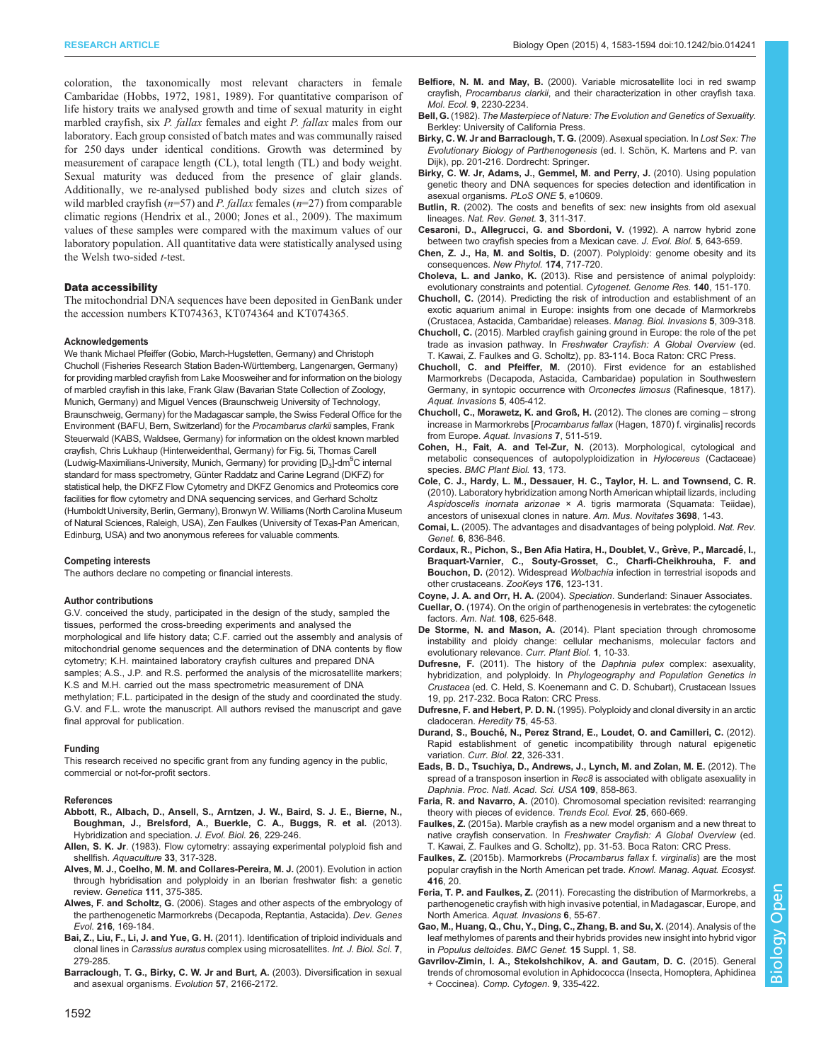coloration, the taxonomically most relevant characters in female Cambaridae (Hobbs, 1972, 1981, 1989). For quantitative comparison of life history traits we analysed growth and time of sexual maturity in eight marbled crayfish, six *P. fallax* females and eight *P. fallax* males from our laboratory. Each group consisted of batch mates and was communally raised for 250 days under identical conditions. Growth was determined by measurement of carapace length (CL), total length (TL) and body weight. Sexual maturity was deduced from the presence of glair glands. Additionally, we re-analysed published body sizes and clutch sizes of wild marbled crayfish ($n$=57) and *P. fallax* females ($n$=27) from comparable climatic regions (Hendrix et al., 2000; Jones et al., 2009). The maximum values of these samples were compared with the maximum values of our laboratory population. All quantitative data were statistically analysed using the Welsh two-sided $t$-test.

### Data accessibility

The mitochondrial DNA sequences have been deposited in GenBank under the accession numbers KT074363, KT074364 and KT074365.

#### Acknowledgements

We thank Michael Pfeiffer (Gobio, March-Hugstetten, Germany) and Christoph Chucholl (Fisheries Research Station Baden-Württemberg, Langenargen, Germany) for providing marbled crayfish from Lake Moosweiher and for information on the biology of marbled crayfish in this lake, Frank Glaw (Bavarian State Collection of Zoology, Munich, Germany) and Miguel Vences (Braunschweig University of Technology, Braunschweig, Germany) for the Madagascar sample, the Swiss Federal Office for the Environment (BAFU, Bern, Switzerland) for the *Procambarus clarkii* samples, Frank Steuerwald (KABS, Waldsee, Germany) for information on the oldest known marbled crayfish, Chris Lukhaup (Hinterweidenthal, Germany) for Fig. 5i, Thomas Carell (Ludwig-Maximilians-University, Munich, Germany) for providing [$D_3$]-dm$^5$C internal standard for mass spectrometry, Günter Raddatz and Carine Legrand (DKFZ) for statistical help, the DKFZ Flow Cytometry and DKFZ Genomics and Proteomics core facilities for flow cytometry and DNA sequencing services, and Gerhard Scholtz (Humboldt University, Berlin, Germany), Bronwyn W. Williams (North Carolina Museum of Natural Sciences, Raleigh, USA), Zen Faulkes (University of Texas-Pan American, Edinburg, USA) and two anonymous referees for valuable comments.

#### Competing interests

The authors declare no competing or financial interests.

#### Author contributions

G.V. conceived the study, participated in the design of the study, sampled the tissues, performed the cross-breeding experiments and analysed the morphological and life history data; C.F. carried out the assembly and analysis of mitochondrial genome sequences and the determination of DNA contents by flow cytometry; K.H. maintained laboratory crayfish cultures and prepared DNA samples; A.S., J.P. and R.S. performed the analysis of the microsatellite markers; K.S and M.H. carried out the mass spectrometric measurement of DNA methylation; F.L. participated in the design of the study and coordinated the study. G.V. and F.L. wrote the manuscript. All authors revised the manuscript and gave final approval for publication.

#### Funding

This research received no specific grant from any funding agency in the public, commercial or not-for-profit sectors.

#### References

**Abbott, R., Albach, D., Ansell, S., Arntzen, J. W., Baird, S. J. E., Bierne, N., Boughman, J., Brelsford, A., Buerkle, C. A., Buggs, R. et al.** (2013). Hybridization and speciation. *J. Evol. Biol.* **26**, 229-246.

**Allen, S. K. Jr** (1983). Flow cytometry: assaying experimental polyploid fish and shellfish. *Aquaculture* **33**, 317-328.

**Alves, M. J., Coelho, M. M. and Collares-Pereira, M. J.** (2001). Evolution in action through hybridisation and polyploidy in an Iberian freshwater fish: a genetic review. *Genetica* **111**, 375-385.

**Alwes, F. and Scholtz, G.** (2006). Stages and other aspects of the embryology of the parthenogenetic Marmorkrebs (Decapoda, Reptantia, Astacida). *Dev. Genes Evol.* **216**, 169-184.

**Bai, Z., Liu, F., Li, J. and Yue, G. H.** (2011). Identification of triploid individuals and clonal lines in *Carassius auratus* complex using microsatellites. *Int. J. Biol. Sci.* **7**, 279-285.

**Barraclough, T. G., Birky, C. W. Jr and Burt, A.** (2003). Diversification in sexual and asexual organisms. *Evolution* **57**, 2166-2172.

**Belfiore, N. M. and May, B.** (2000). Variable microsatellite loci in red swamp crayfish, *Procambarus clarkii*, and their characterization in other crayfish taxa. *Mol. Ecol.* **9**, 2230-2234.

**Bell, G.** (1982). *The Masterpiece of Nature: The Evolution and Genetics of Sexuality*. Berkley: University of California Press.

**Birky, C. W. Jr and Barraclough, T. G.** (2009). Asexual speciation. In *Lost Sex: The Evolutionary Biology of Parthenogenesis* (ed. I. Schön, K. Martens and P. van Dijk), pp. 201-216. Dordrecht: Springer.

**Birky, C. W. Jr, Adams, J., Gemmel, M. and Perry, J.** (2010). Using population genetic theory and DNA sequences for species detection and identification in asexual organisms. *PLoS ONE* **5**, e10609.

**Butlin, R.** (2002). The costs and benefits of sex: new insights from old asexual lineages. *Nat. Rev. Genet.* **3**, 311-317.

**Cesaroni, D., Allegrucci, G. and Sbordoni, V.** (1992). A narrow hybrid zone between two crayfish species from a Mexican cave. *J. Evol. Biol.* **5**, 643-659.

**Chen, Z. J., Ha, M. and Soltis, D.** (2007). Polyploidy: genome obesity and its consequences. *New Phytol.* **174**, 717-720.

**Choleva, L. and Janko, K.** (2013). Rise and persistence of animal polyploidy: evolutionary constraints and potential. *Cytogenet. Genome Res.* **140**, 151-170.

**Chucholl, C.** (2014). Predicting the risk of introduction and establishment of an exotic aquarium animal in Europe: insights from one decade of Marmorkrebs (Crustacea, Astacida, Cambaridae) releases. *Manag. Biol. Invasions* **5**, 309-318.

**Chucholl, C.** (2015). Marbled crayfish gaining ground in Europe: the role of the pet trade as invasion pathway. In *Freshwater Crayfish: A Global Overview* (ed. T. Kawai, Z. Faulkes and G. Scholtz), pp. 83-114. Boca Raton: CRC Press.

**Chucholl, C. and Pfeiffer, M.** (2010). First evidence for an established Marmorkrebs (Decapoda, Astacida, Cambaridae) population in Southwestern Germany, in syntopic occurrence with *Orconectes limosus* (Rafinesque, 1817). *Aquat. Invasions* **5**, 405-412.

**Chucholl, C., Morawetz, K. and Groß, H.** (2012). The clones are coming – strong increase in Marmorkrebs [*Procambarus fallax* (Hagen, 1870) f. virginalis] records from Europe. *Aquat. Invasions* **7**, 511-519.

**Cohen, H., Fait, A. and Tel-Zur, N.** (2013). Morphological, cytological and metabolic consequences of autopolyploidization in *Hylocereus* (Cactaceae) species. *BMC Plant Biol.* **13**, 173.

**Cole, C. J., Hardy, L. M., Dessauer, H. C., Taylor, H. L. and Townsend, C. R.** (2010). Laboratory hybridization among North American whiptail lizards, including *Aspidoscelis inornata arizonae* × *A.* tigris marmorata (Squamata: Teiidae), ancestors of unisexual clones in nature. *Am. Mus. Novitates* **3698**, 1-43.

**Comai, L.** (2005). The advantages and disadvantages of being polyploid. *Nat. Rev. Genet.* **6**, 836-846.

**Cordaux, R., Pichon, S., Ben Afia Hatira, H., Doublet, V., Grève, P., Marcadé, I., Braquart-Varnier, C., Souty-Grosset, C., Charfi-Cheikhrouha, F. and Bouchon, D.** (2012). Widespread *Wolbachia* infection in terrestrial isopods and other crustaceans. *ZooKeys* **176**, 123-131.

**Coyne, J. A. and Orr, H. A.** (2004). *Speciation*. Sunderland: Sinauer Associates.

**Cuellar, O.** (1974). On the origin of parthenogenesis in vertebrates: the cytogenetic factors. *Am. Nat.* **108**, 625-648.

**De Storme, N. and Mason, A.** (2014). Plant speciation through chromosome instability and ploidy change: cellular mechanisms, molecular factors and evolutionary relevance. *Curr. Plant Biol.* **1**, 10-33.

**Dufresne, F.** (2011). The history of the *Daphnia pulex* complex: asexuality, hybridization, and polyploidy. In *Phylogeography and Population Genetics in Crustacea* (ed. C. Held, S. Koenemann and C. D. Schubart), Crustacean Issues 19, pp. 217-232. Boca Raton: CRC Press.

**Dufresne, F. and Hebert, P. D. N.** (1995). Polyploidy and clonal diversity in an arctic cladoceran. *Heredity* **75**, 45-53.

**Durand, S., Bouché, N., Perez Strand, E., Loudet, O. and Camilleri, C.** (2012). Rapid establishment of genetic incompatibility through natural epigenetic variation. *Curr. Biol.* **22**, 326-331.

**Eads, B. D., Tsuchiya, D., Andrews, J., Lynch, M. and Zolan, M. E.** (2012). The spread of a transposon insertion in *Rec8* is associated with obligate asexuality in *Daphnia*. *Proc. Natl. Acad. Sci. USA* **109**, 858-863.

**Faria, R. and Navarro, A.** (2010). Chromosomal speciation revisited: rearranging theory with pieces of evidence. *Trends Ecol. Evol.* **25**, 660-669.

**Faulkes, Z.** (2015a). Marble crayfish as a new model organism and a new threat to native crayfish conservation. In *Freshwater Crayfish: A Global Overview* (ed. T. Kawai, Z. Faulkes and G. Scholtz), pp. 31-53. Boca Raton: CRC Press.

**Faulkes, Z.** (2015b). Marmorkrebs (*Procambarus fallax* f. *virginalis*) are the most popular crayfish in the North American pet trade. *Knowl. Manag. Aquat. Ecosyst.* **416**, 20.

**Feria, T. P. and Faulkes, Z.** (2011). Forecasting the distribution of Marmorkrebs, a parthenogenetic crayfish with high invasive potential, in Madagascar, Europe, and North America. *Aquat. Invasions* **6**, 55-67.

**Gao, M., Huang, Q., Chu, Y., Ding, C., Zhang, B. and Su, X.** (2014). Analysis of the leaf methylomes of parents and their hybrids provides new insight into hybrid vigor in *Populus deltoides*. *BMC Genet.* **15** Suppl. 1, S8.

**Gavrilov-Zimin, I. A., Stekolshchikov, A. and Gautam, D. C.** (2015). General trends of chromosomal evolution in Aphidococca (Insecta, Homoptera, Aphidinea + Coccinea). *Comp. Cytogen.* **9**, 335-422.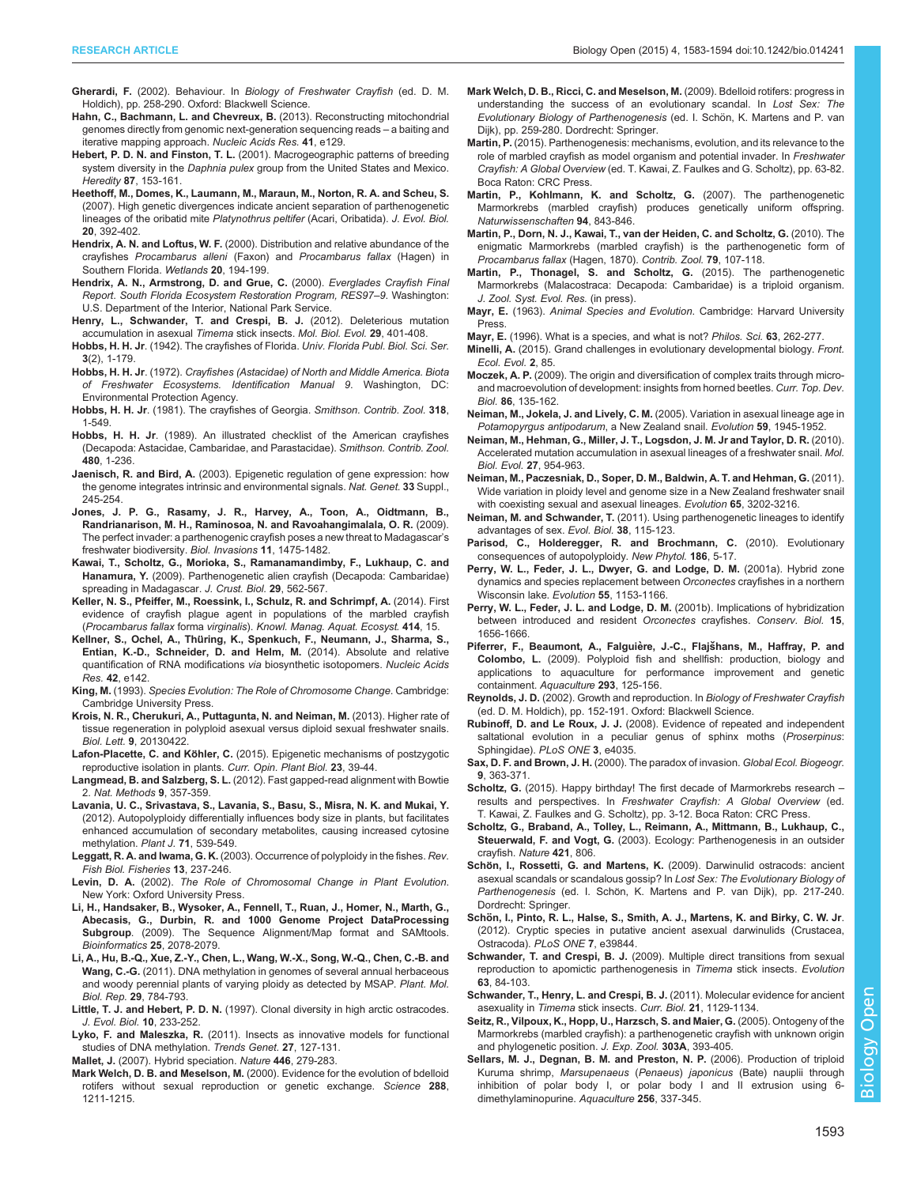**Gherardi, F.** (2002). Behaviour. In *Biology of Freshwater Crayfish* (ed. D. M. Holdich), pp. 258-290. Oxford: Blackwell Science.

**Hahn, C., Bachmann, L. and Chevreux, B.** (2013). Reconstructing mitochondrial genomes directly from genomic next-generation sequencing reads – a baiting and iterative mapping approach. *Nucleic Acids Res.* **41**, e129.

**Hebert, P. D. N. and Finston, T. L.** (2001). Macrogeographic patterns of breeding system diversity in the *Daphnia pulex* group from the United States and Mexico. *Heredity* **87**, 153-161.

**Heethoff, M., Domes, K., Laumann, M., Maraun, M., Norton, R. A. and Scheu, S.** (2007). High genetic divergences indicate ancient separation of parthenogenetic lineages of the oribatid mite *Platynothrus peltifer* (Acari, Oribatida). *J. Evol. Biol.* **20**, 392-402.

**Hendrix, A. N. and Loftus, W. F.** (2000). Distribution and relative abundance of the crayfishes *Procambarus alleni* (Faxon) and *Procambarus fallax* (Hagen) in Southern Florida. *Wetlands* **20**, 194-199.

**Hendrix, A. N., Armstrong, D. and Grue, C.** (2000). *Everglades Crayfish Final Report. South Florida Ecosystem Restoration Program, RES97–9*. Washington: U.S. Department of the Interior, National Park Service.

**Henry, L., Schwander, T. and Crespi, B. J.** (2012). Deleterious mutation accumulation in asexual *Timema* stick insects. *Mol. Biol. Evol.* **29**, 401-408.

**Hobbs, H. H. Jr**. (1942). The crayfishes of Florida. *Univ. Florida Publ. Biol. Sci. Ser.* **3**(2), 1-179.

**Hobbs, H. H. Jr**. (1972). *Crayfishes (Astacidae) of North and Middle America. Biota of Freshwater Ecosystems. Identification Manual 9*. Washington, DC: Environmental Protection Agency.

**Hobbs, H. H. Jr**. (1981). The crayfishes of Georgia. *Smithson. Contrib. Zool.* **318**, 1-549.

**Hobbs, H. H. Jr**. (1989). An illustrated checklist of the American crayfishes (Decapoda: Astacidae, Cambaridae, and Parastacidae). *Smithson. Contrib. Zool.* **480**, 1-236.

**Jaenisch, R. and Bird, A.** (2003). Epigenetic regulation of gene expression: how the genome integrates intrinsic and environmental signals. *Nat. Genet.* **33** Suppl., 245-254.

**Jones, J. P. G., Rasamy, J. R., Harvey, A., Toon, A., Oidtmann, B., Randrianarison, M. H., Raminosoa, N. and Ravoahangimalala, O. R.** (2009). The perfect invader: a parthenogenic crayfish poses a new threat to Madagascar's freshwater biodiversity. *Biol. Invasions* **11**, 1475-1482.

**Kawai, T., Scholtz, G., Morioka, S., Ramanamandimby, F., Lukhaup, C. and Hanamura, Y.** (2009). Parthenogenetic alien crayfish (Decapoda: Cambaridae) spreading in Madagascar. *J. Crust. Biol.* **29**, 562-567.

**Keller, N. S., Pfeiffer, M., Roessink, I., Schulz, R. and Schrimpf, A.** (2014). First evidence of crayfish plague agent in populations of the marbled crayfish (*Procambarus fallax* forma *virginalis*). *Knowl. Manag. Aquat. Ecosyst.* **414**, 15.

**Kellner, S., Ochel, A., Thüring, K., Spenkuch, F., Neumann, J., Sharma, S., Entian, K.-D., Schneider, D. and Helm, M.** (2014). Absolute and relative quantification of RNA modifications *via* biosynthetic isotopomers. *Nucleic Acids Res.* **42**, e142.

**King, M.** (1993). *Species Evolution: The Role of Chromosome Change*. Cambridge: Cambridge University Press.

**Krois, N. R., Cherukuri, A., Puttagunta, N. and Neiman, M.** (2013). Higher rate of tissue regeneration in polyploid asexual versus diploid sexual freshwater snails. *Biol. Lett.* **9**, 20130422.

**Lafon-Placette, C. and Köhler, C.** (2015). Epigenetic mechanisms of postzygotic reproductive isolation in plants. *Curr. Opin. Plant Biol.* **23**, 39-44.

**Langmead, B. and Salzberg, S. L.** (2012). Fast gapped-read alignment with Bowtie 2. *Nat. Methods* **9**, 357-359.

**Lavania, U. C., Srivastava, S., Lavania, S., Basu, S., Misra, N. K. and Mukai, Y.** (2012). Autopolyploidy differentially influences body size in plants, but facilitates enhanced accumulation of secondary metabolites, causing increased cytosine methylation. *Plant J.* **71**, 539-549.

**Leggatt, R. A. and Iwama, G. K.** (2003). Occurrence of polyploidy in the fishes. *Rev. Fish Biol. Fisheries* **13**, 237-246.

**Levin, D. A.** (2002). *The Role of Chromosomal Change in Plant Evolution*. New York: Oxford University Press.

**Li, H., Handsaker, B., Wysoker, A., Fennell, T., Ruan, J., Homer, N., Marth, G., Abecasis, G., Durbin, R. and 1000 Genome Project DataProcessing Subgroup**. (2009). The Sequence Alignment/Map format and SAMtools. *Bioinformatics* **25**, 2078-2079.

**Li, A., Hu, B.-Q., Xue, Z.-Y., Chen, L., Wang, W.-X., Song, W.-Q., Chen, C.-B. and Wang, C.-G.** (2011). DNA methylation in genomes of several annual herbaceous and woody perennial plants of varying ploidy as detected by MSAP. *Plant. Mol. Biol. Rep.* **29**, 784-793.

**Little, T. J. and Hebert, P. D. N.** (1997). Clonal diversity in high arctic ostracodes. *J. Evol. Biol.* **10**, 233-252.

**Lyko, F. and Maleszka, R.** (2011). Insects as innovative models for functional studies of DNA methylation. *Trends Genet.* **27**, 127-131.

**Mallet, J.** (2007). Hybrid speciation. *Nature* **446**, 279-283.

**Mark Welch, D. B. and Meselson, M.** (2000). Evidence for the evolution of bdelloid rotifers without sexual reproduction or genetic exchange. *Science* **288**, 1211-1215.

**Mark Welch, D. B., Ricci, C. and Meselson, M.** (2009). Bdelloid rotifers: progress in understanding the success of an evolutionary scandal. In *Lost Sex: The Evolutionary Biology of Parthenogenesis* (ed. I. Schön, K. Martens and P. van Dijk), pp. 259-280. Dordrecht: Springer.

**Martin, P.** (2015). Parthenogenesis: mechanisms, evolution, and its relevance to the role of marbled crayfish as model organism and potential invader. In *Freshwater Crayfish: A Global Overview* (ed. T. Kawai, Z. Faulkes and G. Scholtz), pp. 63-82. Boca Raton: CRC Press.

**Martin, P., Kohlmann, K. and Scholtz, G.** (2007). The parthenogenetic Marmorkrebs (marbled crayfish) produces genetically uniform offspring. *Naturwissenschaften* **94**, 843-846.

**Martin, P., Dorn, N. J., Kawai, T., van der Heiden, C. and Scholtz, G.** (2010). The enigmatic Marmorkrebs (marbled crayfish) is the parthenogenetic form of *Procambarus fallax* (Hagen, 1870). *Contrib. Zool.* **79**, 107-118.

**Martin, P., Thonagel, S. and Scholtz, G.** (2015). The parthenogenetic Marmorkrebs (Malacostraca: Decapoda: Cambaridae) is a triploid organism. *J. Zool. Syst. Evol. Res.* (in press).

**Mayr, E.** (1963). *Animal Species and Evolution*. Cambridge: Harvard University Press.

**Mayr, E.** (1996). What is a species, and what is not? *Philos. Sci.* **63**, 262-277.

**Minelli, A.** (2015). Grand challenges in evolutionary developmental biology. *Front. Ecol. Evol.* **2**, 85.

**Moczek, A. P.** (2009). The origin and diversification of complex traits through micro- and macroevolution of development: insights from horned beetles. *Curr. Top. Dev. Biol.* **86**, 135-162.

**Neiman, M., Jokela, J. and Lively, C. M.** (2005). Variation in asexual lineage age in *Potamopyrgus antipodarum*, a New Zealand snail. *Evolution* **59**, 1945-1952.

**Neiman, M., Hehman, G., Miller, J. T., Logsdon, J. M. Jr and Taylor, D. R.** (2010). Accelerated mutation accumulation in asexual lineages of a freshwater snail. *Mol. Biol. Evol.* **27**, 954-963.

**Neiman, M., Paczesniak, D., Soper, D. M., Baldwin, A. T. and Hehman, G.** (2011). Wide variation in ploidy level and genome size in a New Zealand freshwater snail with coexisting sexual and asexual lineages. *Evolution* **65**, 3202-3216.

**Neiman, M. and Schwander, T.** (2011). Using parthenogenetic lineages to identify advantages of sex. *Evol. Biol.* **38**, 115-123.

**Parisod, C., Holderegger, R. and Brochmann, C.** (2010). Evolutionary consequences of autopolyploidy. *New Phytol.* **186**, 5-17.

**Perry, W. L., Feder, J. L., Dwyer, G. and Lodge, D. M.** (2001a). Hybrid zone dynamics and species replacement between *Orconectes* crayfishes in a northern Wisconsin lake. *Evolution* **55**, 1153-1166.

**Perry, W. L., Feder, J. L. and Lodge, D. M.** (2001b). Implications of hybridization between introduced and resident *Orconectes* crayfishes. *Conserv. Biol.* **15**, 1656-1666.

**Piferrer, F., Beaumont, A., Falguière, J.-C., Flajšhans, M., Haffray, P. and Colombo, L.** (2009). Polyploid fish and shellfish: production, biology and applications to aquaculture for performance improvement and genetic containment. *Aquaculture* **293**, 125-156.

**Reynolds, J. D.** (2002). Growth and reproduction. In *Biology of Freshwater Crayfish* (ed. D. M. Holdich), pp. 152-191. Oxford: Blackwell Science.

**Rubinoff, D. and Le Roux, J. J.** (2008). Evidence of repeated and independent saltational evolution in a peculiar genus of sphinx moths (*Proserpinus*: Sphingidae). *PLoS ONE* **3**, e4035.

**Sax, D. F. and Brown, J. H.** (2000). The paradox of invasion. *Global Ecol. Biogeogr.* **9**, 363-371.

**Scholtz, G.** (2015). Happy birthday! The first decade of Marmorkrebs research – results and perspectives. In *Freshwater Crayfish: A Global Overview* (ed. T. Kawai, Z. Faulkes and G. Scholtz), pp. 3-12. Boca Raton: CRC Press.

**Scholtz, G., Braband, A., Tolley, L., Reimann, A., Mittmann, B., Lukhaup, C., Steuerwald, F. and Vogt, G.** (2003). Ecology: Parthenogenesis in an outsider crayfish. *Nature* **421**, 806.

**Schön, I., Rossetti, G. and Martens, K.** (2009). Darwinulid ostracods: ancient asexual scandals or scandalous gossip? In *Lost Sex: The Evolutionary Biology of Parthenogenesis* (ed. I. Schön, K. Martens and P. van Dijk), pp. 217-240. Dordrecht: Springer.

**Schön, I., Pinto, R. L., Halse, S., Smith, A. J., Martens, K. and Birky, C. W. Jr**. (2012). Cryptic species in putative ancient asexual darwinulids (Crustacea, Ostracoda). *PLoS ONE* **7**, e39844.

**Schwander, T. and Crespi, B. J.** (2009). Multiple direct transitions from sexual reproduction to apomictic parthenogenesis in *Timema* stick insects. *Evolution* **63**, 84-103.

**Schwander, T., Henry, L. and Crespi, B. J.** (2011). Molecular evidence for ancient asexuality in *Timema* stick insects. *Curr. Biol.* **21**, 1129-1134.

**Seitz, R., Vilpoux, K., Hopp, U., Harzsch, S. and Maier, G.** (2005). Ontogeny of the Marmorkrebs (marbled crayfish): a parthenogenetic crayfish with unknown origin and phylogenetic position. *J. Exp. Zool.* **303A**, 393-405.

**Sellars, M. J., Degnan, B. M. and Preston, N. P.** (2006). Production of triploid Kuruma shrimp, *Marsupenaeus* (*Penaeus*) *japonicus* (Bate) nauplii through inhibition of polar body I, or polar body I and II extrusion using 6-dimethylaminopurine. *Aquaculture* **256**, 337-345.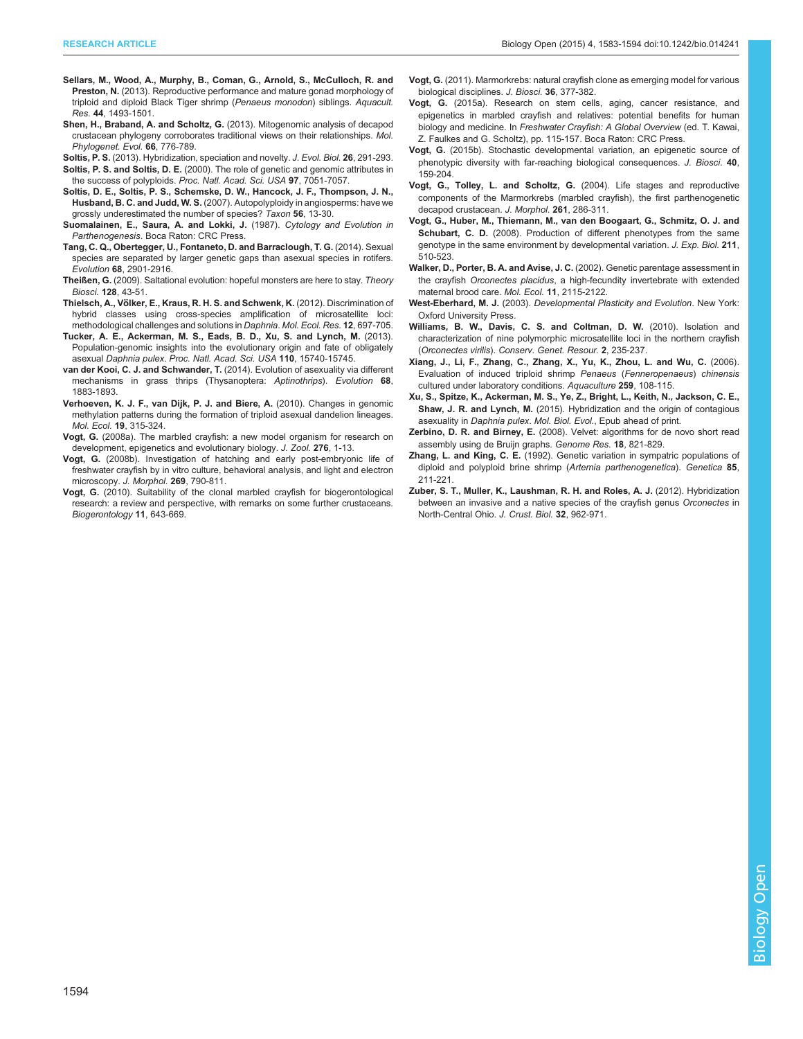**Sellars, M., Wood, A., Murphy, B., Coman, G., Arnold, S., McCulloch, R. and Preston, N.** (2013). Reproductive performance and mature gonad morphology of triploid and diploid Black Tiger shrimp (*Penaeus monodon*) siblings. *Aquacult. Res.* **44**, 1493-1501.

**Shen, H., Braband, A. and Scholtz, G.** (2013). Mitogenomic analysis of decapod crustacean phylogeny corroborates traditional views on their relationships. *Mol. Phylogenet. Evol.* **66**, 776-789.

**Soltis, P. S.** (2013). Hybridization, speciation and novelty. *J. Evol. Biol.* **26**, 291-293.

**Soltis, P. S. and Soltis, D. E.** (2000). The role of genetic and genomic attributes in the success of polyploids. *Proc. Natl. Acad. Sci. USA* **97**, 7051-7057.

**Soltis, D. E., Soltis, P. S., Schemske, D. W., Hancock, J. F., Thompson, J. N., Husband, B. C. and Judd, W. S.** (2007). Autopolyploidy in angiosperms: have we grossly underestimated the number of species? *Taxon* **56**, 13-30.

**Suomalainen, E., Saura, A. and Lokki, J.** (1987). *Cytology and Evolution in Parthenogenesis*. Boca Raton: CRC Press.

**Tang, C. Q., Obertegger, U., Fontaneto, D. and Barraclough, T. G.** (2014). Sexual species are separated by larger genetic gaps than asexual species in rotifers. *Evolution* **68**, 2901-2916.

**Theißen, G.** (2009). Saltational evolution: hopeful monsters are here to stay. *Theory Biosci.* **128**, 43-51.

**Thielsch, A., Völker, E., Kraus, R. H. S. and Schwenk, K.** (2012). Discrimination of hybrid classes using cross-species amplification of microsatellite loci: methodological challenges and solutions in *Daphnia*. *Mol. Ecol. Res.* **12**, 697-705.

**Tucker, A. E., Ackerman, M. S., Eads, B. D., Xu, S. and Lynch, M.** (2013). Population-genomic insights into the evolutionary origin and fate of obligately asexual *Daphnia pulex*. *Proc. Natl. Acad. Sci. USA* **110**, 15740-15745.

**van der Kooi, C. J. and Schwander, T.** (2014). Evolution of asexuality via different mechanisms in grass thrips (Thysanoptera: *Aptinothrips*). *Evolution* **68**, 1883-1893.

**Verhoeven, K. J. F., van Dijk, P. J. and Biere, A.** (2010). Changes in genomic methylation patterns during the formation of triploid asexual dandelion lineages. *Mol. Ecol.* **19**, 315-324.

**Vogt, G.** (2008a). The marbled crayfish: a new model organism for research on development, epigenetics and evolutionary biology. *J. Zool.* **276**, 1-13.

**Vogt, G.** (2008b). Investigation of hatching and early post-embryonic life of freshwater crayfish by in vitro culture, behavioral analysis, and light and electron microscopy. *J. Morphol.* **269**, 790-811.

**Vogt, G.** (2010). Suitability of the clonal marbled crayfish for biogerontological research: a review and perspective, with remarks on some further crustaceans. *Biogerontology* **11**, 643-669.

**Vogt, G.** (2011). Marmorkrebs: natural crayfish clone as emerging model for various biological disciplines. *J. Biosci.* **36**, 377-382.

**Vogt, G.** (2015a). Research on stem cells, aging, cancer resistance, and epigenetics in marbled crayfish and relatives: potential benefits for human biology and medicine. In *Freshwater Crayfish: A Global Overview* (ed. T. Kawai, Z. Faulkes and G. Scholtz), pp. 115-157. Boca Raton: CRC Press.

**Vogt, G.** (2015b). Stochastic developmental variation, an epigenetic source of phenotypic diversity with far-reaching biological consequences. *J. Biosci.* **40**, 159-204.

**Vogt, G., Tolley, L. and Scholtz, G.** (2004). Life stages and reproductive components of the Marmorkrebs (marbled crayfish), the first parthenogenetic decapod crustacean. *J. Morphol.* **261**, 286-311.

**Vogt, G., Huber, M., Thiemann, M., van den Boogaart, G., Schmitz, O. J. and Schubart, C. D.** (2008). Production of different phenotypes from the same genotype in the same environment by developmental variation. *J. Exp. Biol.* **211**, 510-523.

**Walker, D., Porter, B. A. and Avise, J. C.** (2002). Genetic parentage assessment in the crayfish *Orconectes placidus*, a high-fecundity invertebrate with extended maternal brood care. *Mol. Ecol.* **11**, 2115-2122.

**West-Eberhard, M. J.** (2003). *Developmental Plasticity and Evolution*. New York: Oxford University Press.

**Williams, B. W., Davis, C. S. and Coltman, D. W.** (2010). Isolation and characterization of nine polymorphic microsatellite loci in the northern crayfish (*Orconectes virilis*). *Conserv. Genet. Resour.* **2**, 235-237.

**Xiang, J., Li, F., Zhang, C., Zhang, X., Yu, K., Zhou, L. and Wu, C.** (2006). Evaluation of induced triploid shrimp *Penaeus* (*Fenneropenaeus*) *chinensis* cultured under laboratory conditions. *Aquaculture* **259**, 108-115.

**Xu, S., Spitze, K., Ackerman, M. S., Ye, Z., Bright, L., Keith, N., Jackson, C. E., Shaw, J. R. and Lynch, M.** (2015). Hybridization and the origin of contagious asexuality in *Daphnia pulex*. *Mol. Biol. Evol.*, Epub ahead of print.

**Zerbino, D. R. and Birney, E.** (2008). Velvet: algorithms for de novo short read assembly using de Bruijn graphs. *Genome Res.* **18**, 821-829.

**Zhang, L. and King, C. E.** (1992). Genetic variation in sympatric populations of diploid and polyploid brine shrimp (*Artemia parthenogenetica*). *Genetica* **85**, 211-221.

**Zuber, S. T., Muller, K., Laushman, R. H. and Roles, A. J.** (2012). Hybridization between an invasive and a native species of the crayfish genus *Orconectes* in North-Central Ohio. *J. Crust. Biol.* **32**, 962-971.